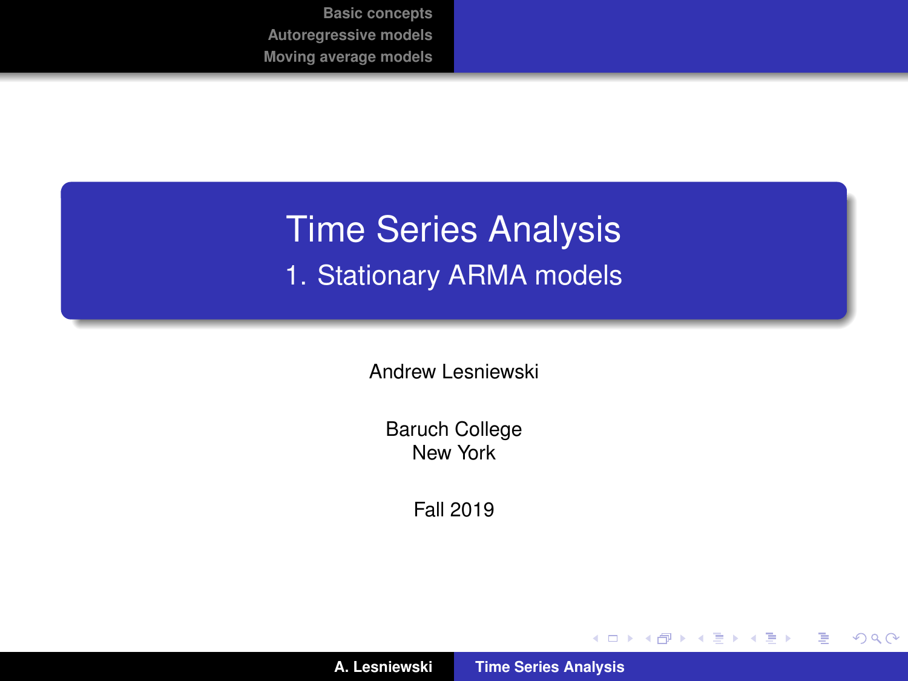# Time Series Analysis

## 1. Stationary ARMA models

Andrew Lesniewski

Baruch College
New York

Fall 2019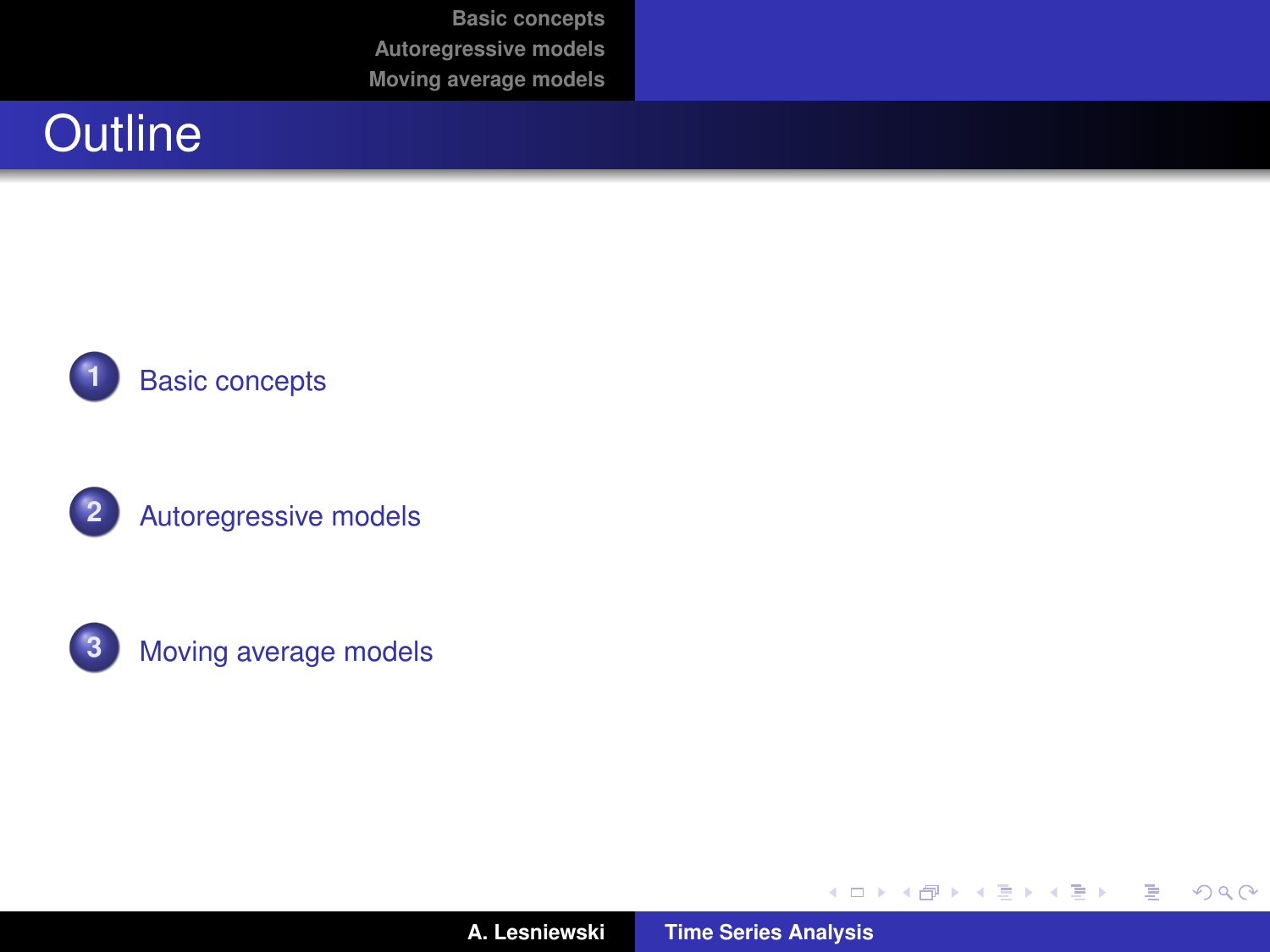# Outline

1. Basic concepts
2. Autoregressive models
3. Moving average models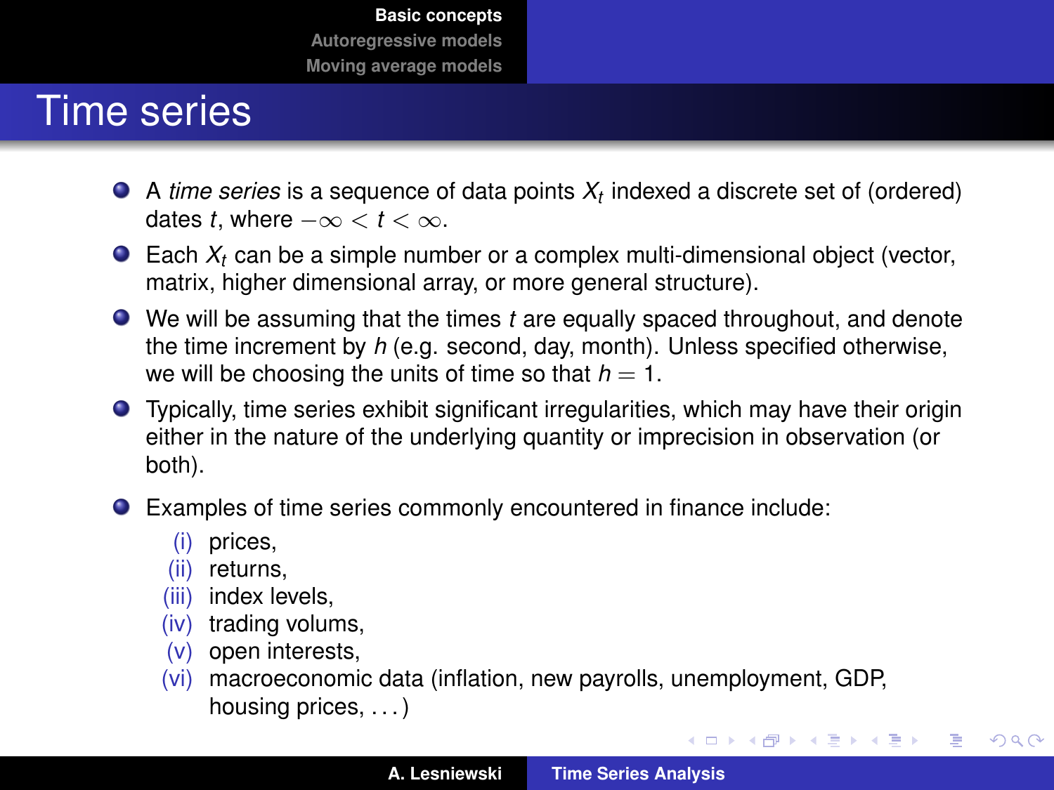# Time series

- A *time series* is a sequence of data points $X_t$ indexed a discrete set of (ordered) dates $t$, where $-\infty < t < \infty$.
- Each $X_t$ can be a simple number or a complex multi-dimensional object (vector, matrix, higher dimensional array, or more general structure).
- We will be assuming that the times $t$ are equally spaced throughout, and denote the time increment by $h$ (e.g. second, day, month). Unless specified otherwise, we will be choosing the units of time so that $h = 1$.
- Typically, time series exhibit significant irregularities, which may have their origin either in the nature of the underlying quantity or imprecision in observation (or both).
- Examples of time series commonly encountered in finance include:
  - (i) prices,
  - (ii) returns,
  - (iii) index levels,
  - (iv) trading volums,
  - (v) open interests,
  - (vi) macroeconomic data (inflation, new payrolls, unemployment, GDP, housing prices, ...)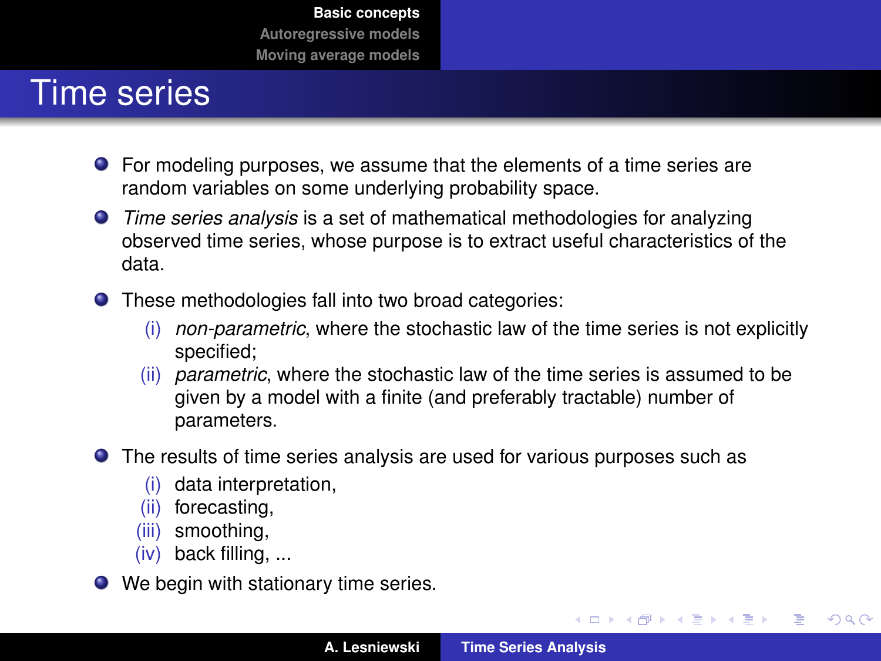# Time series

- For modeling purposes, we assume that the elements of a time series are random variables on some underlying probability space.
- *Time series analysis* is a set of mathematical methodologies for analyzing observed time series, whose purpose is to extract useful characteristics of the data.
- These methodologies fall into two broad categories:
  - (i) *non-parametric*, where the stochastic law of the time series is not explicitly specified;
  - (ii) *parametric*, where the stochastic law of the time series is assumed to be given by a model with a finite (and preferably tractable) number of parameters.
- The results of time series analysis are used for various purposes such as
  - (i) data interpretation,
  - (ii) forecasting,
  - (iii) smoothing,
  - (iv) back filling, ...
- We begin with stationary time series.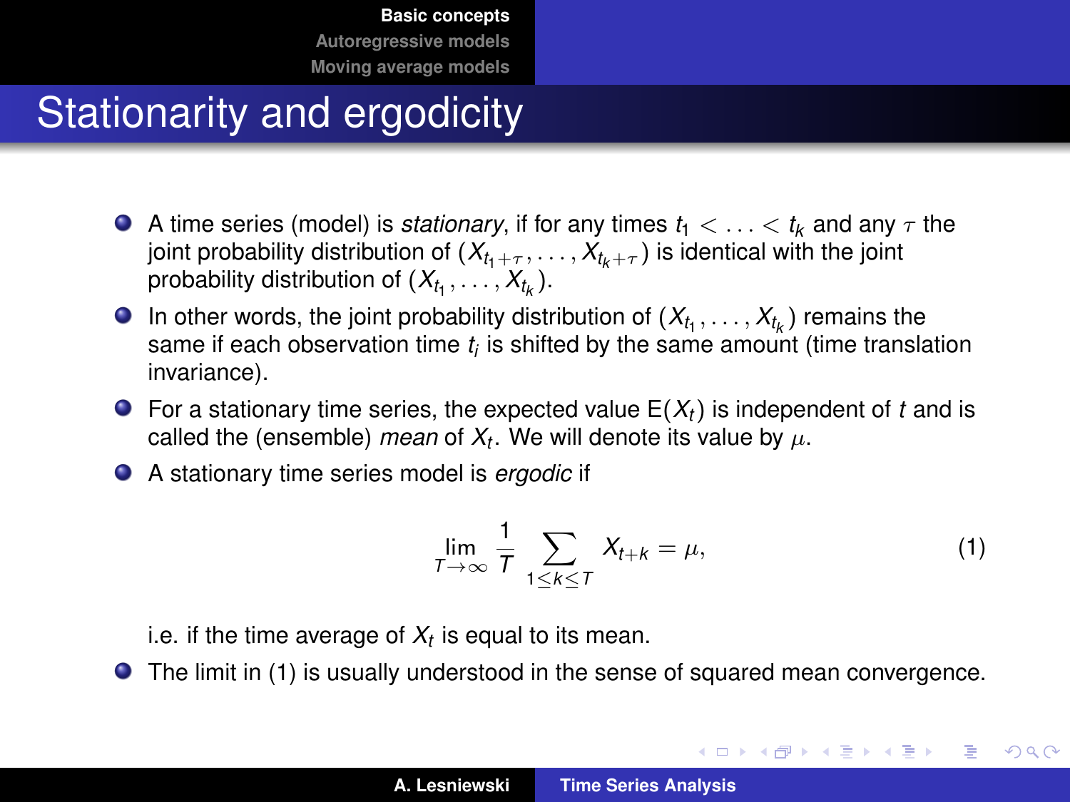# Stationarity and ergodicity

- A time series (model) is *stationary*, if for any times $t_1 < \ldots < t_k$ and any $\tau$ the joint probability distribution of $(X_{t_1+\tau}, \ldots, X_{t_k+\tau})$ is identical with the joint probability distribution of $(X_{t_1}, \ldots, X_{t_k})$.
- In other words, the joint probability distribution of $(X_{t_1}, \ldots, X_{t_k})$ remains the same if each observation time $t_i$ is shifted by the same amount (time translation invariance).
- For a stationary time series, the expected value $\mathrm{E}(X_t)$ is independent of $t$ and is called the (ensemble) *mean* of $X_t$. We will denote its value by $\mu$.
- A stationary time series model is *ergodic* if

$$\lim_{T \to \infty} \frac{1}{T} \sum_{1 \leq k \leq T} X_{t+k} = \mu, \tag{1}$$

  i.e. if the time average of $X_t$ is equal to its mean.
- The limit in (1) is usually understood in the sense of squared mean convergence.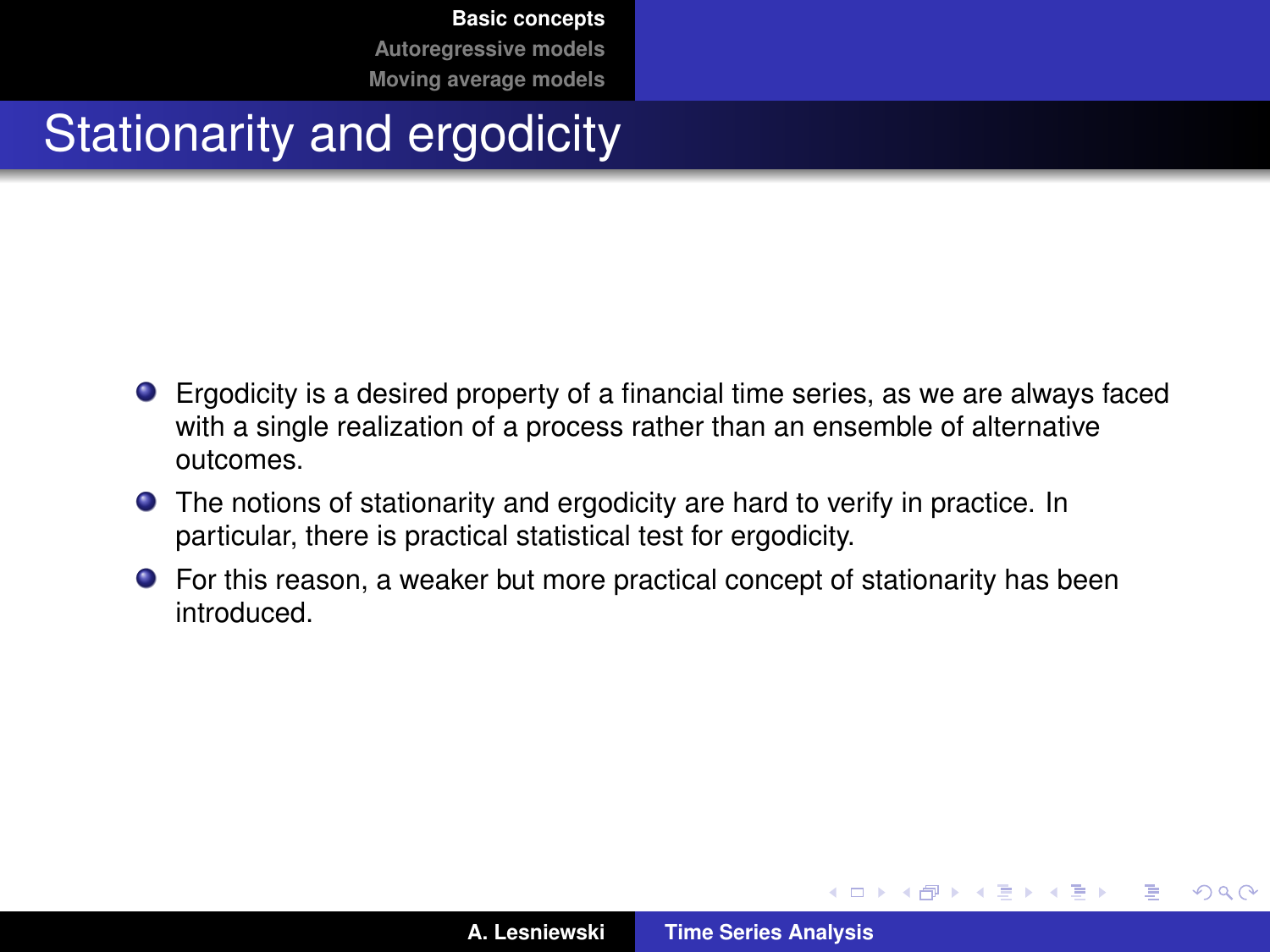# Stationarity and ergodicity

- Ergodicity is a desired property of a financial time series, as we are always faced with a single realization of a process rather than an ensemble of alternative outcomes.
- The notions of stationarity and ergodicity are hard to verify in practice. In particular, there is practical statistical test for ergodicity.
- For this reason, a weaker but more practical concept of stationarity has been introduced.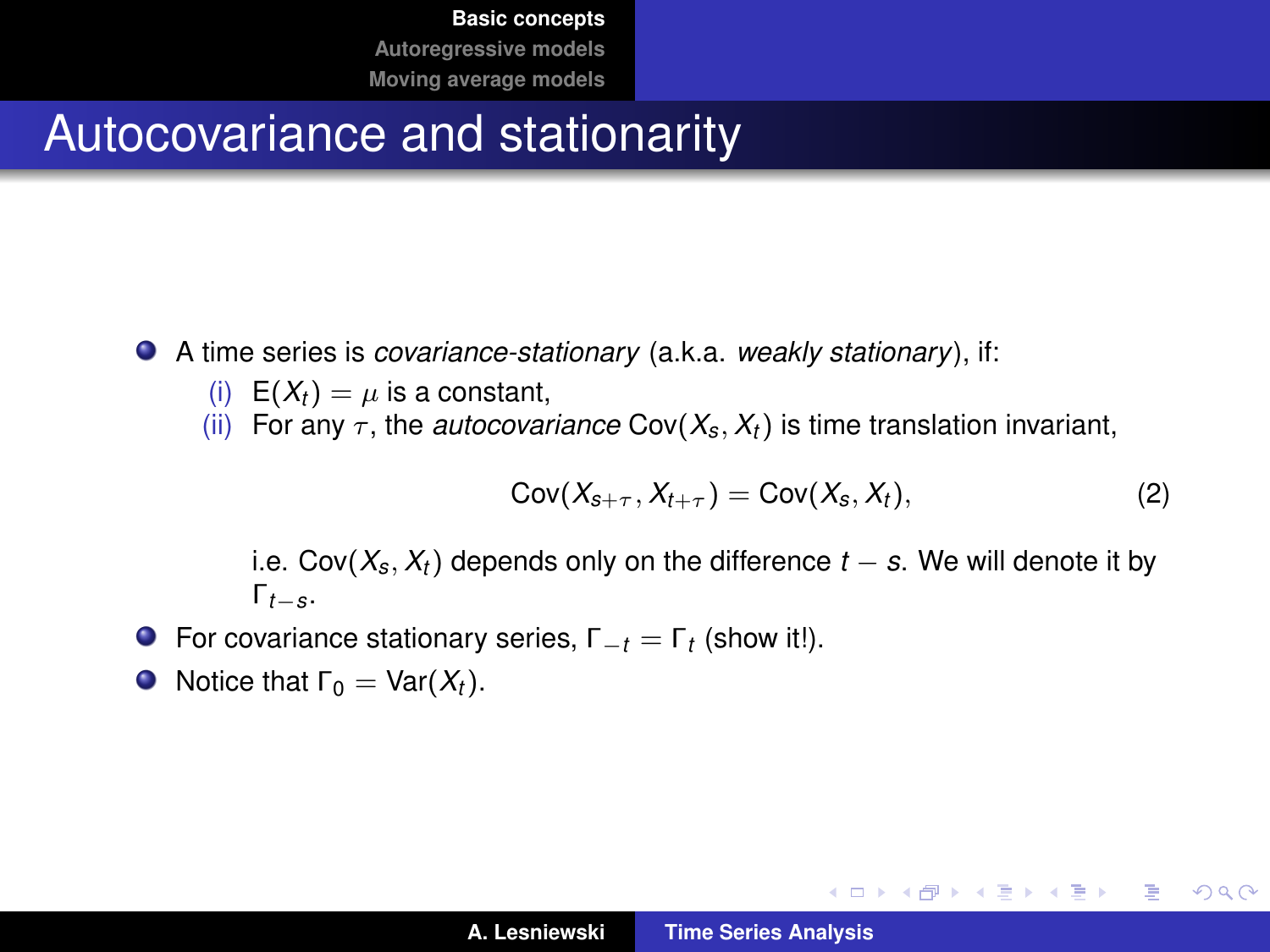# Autocovariance and stationarity

- A time series is *covariance-stationary* (a.k.a. *weakly stationary*), if:
  - (i) $\mathrm{E}(X_t) = \mu$ is a constant,
  - (ii) For any $\tau$, the *autocovariance* $\mathrm{Cov}(X_s, X_t)$ is time translation invariant,

    $$\mathrm{Cov}(X_{s+\tau}, X_{t+\tau}) = \mathrm{Cov}(X_s, X_t), \tag{2}$$

    i.e. $\mathrm{Cov}(X_s, X_t)$ depends only on the difference $t - s$. We will denote it by $\Gamma_{t-s}$.
- For covariance stationary series, $\Gamma_{-t} = \Gamma_t$ (show it!).
- Notice that $\Gamma_0 = \mathrm{Var}(X_t)$.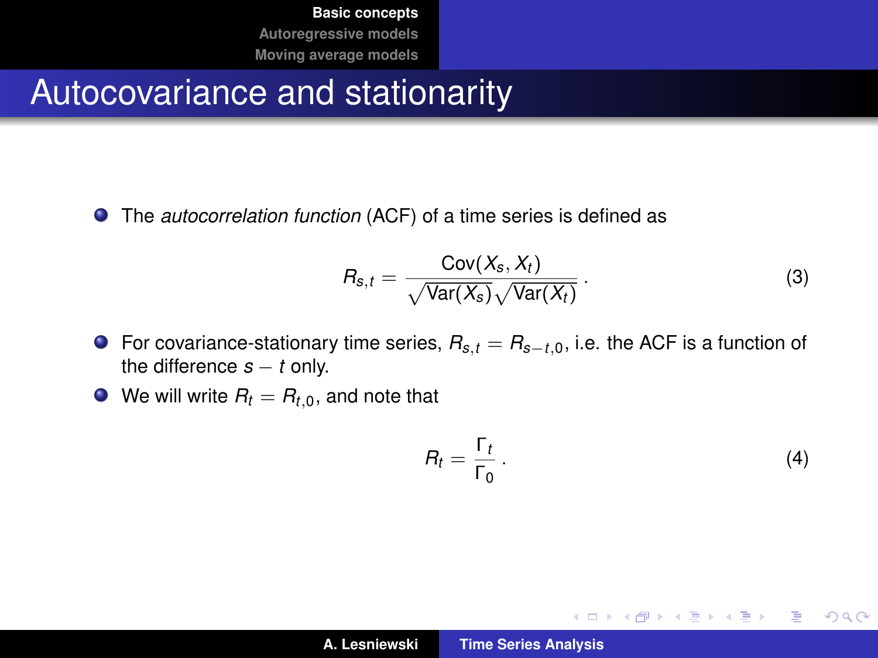## Autocovariance and stationarity

- The *autocorrelation function* (ACF) of a time series is defined as

$$R_{s,t} = \frac{\mathrm{Cov}(X_s, X_t)}{\sqrt{\mathrm{Var}(X_s)}\sqrt{\mathrm{Var}(X_t)}} . \tag{3}$$

- For covariance-stationary time series, $R_{s,t} = R_{s-t,0}$, i.e. the ACF is a function of the difference $s - t$ only.
- We will write $R_t = R_{t,0}$, and note that

$$R_t = \frac{\Gamma_t}{\Gamma_0} . \tag{4}$$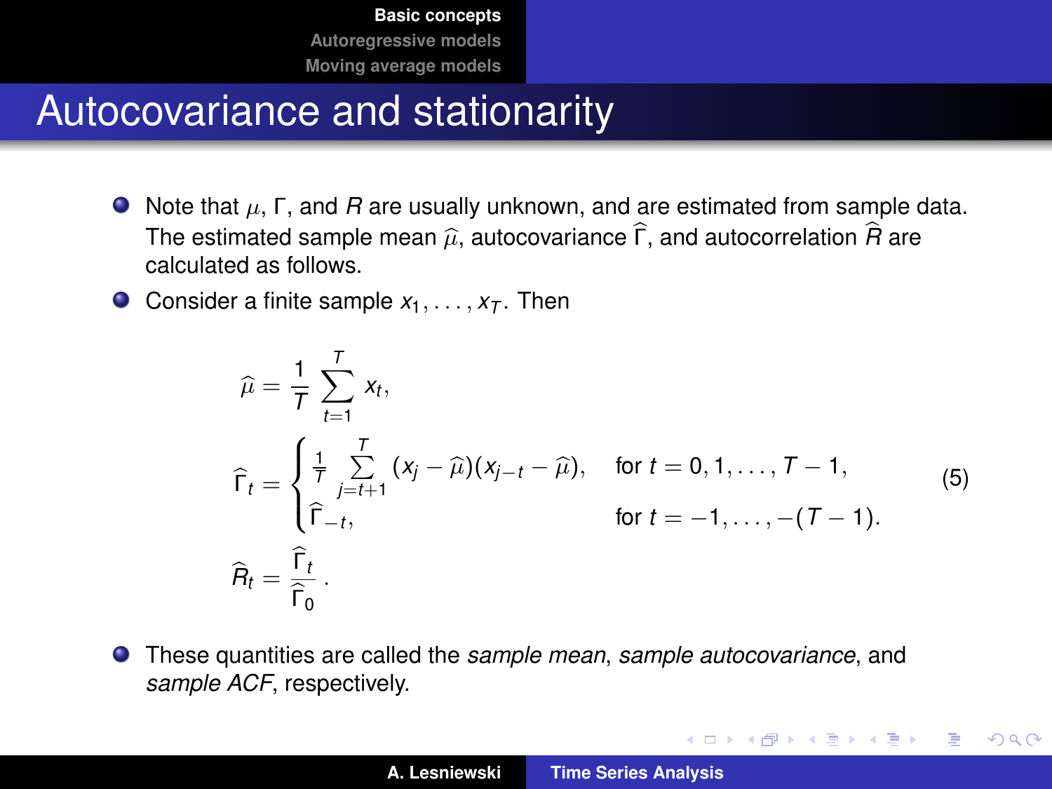# Autocovariance and stationarity

- Note that $\mu$, $\Gamma$, and $R$ are usually unknown, and are estimated from sample data. The estimated sample mean $\widehat{\mu}$, autocovariance $\widehat{\Gamma}$, and autocorrelation $\widehat{R}$ are calculated as follows.
- Consider a finite sample $x_1, \ldots, x_T$. Then

$$
\begin{aligned}
\widehat{\mu} &= \frac{1}{T} \sum_{t=1}^{T} x_t, \\
\widehat{\Gamma}_t &= \begin{cases} \frac{1}{T} \sum\limits_{j=t+1}^{T} (x_j - \widehat{\mu})(x_{j-t} - \widehat{\mu}), & \text{for } t = 0, 1, \ldots, T-1, \\ \widehat{\Gamma}_{-t}, & \text{for } t = -1, \ldots, -(T-1). \end{cases} \\
\widehat{R}_t &= \frac{\widehat{\Gamma}_t}{\widehat{\Gamma}_0} \,.
\end{aligned}
\tag{5}
$$

- These quantities are called the *sample mean*, *sample autocovariance*, and *sample ACF*, respectively.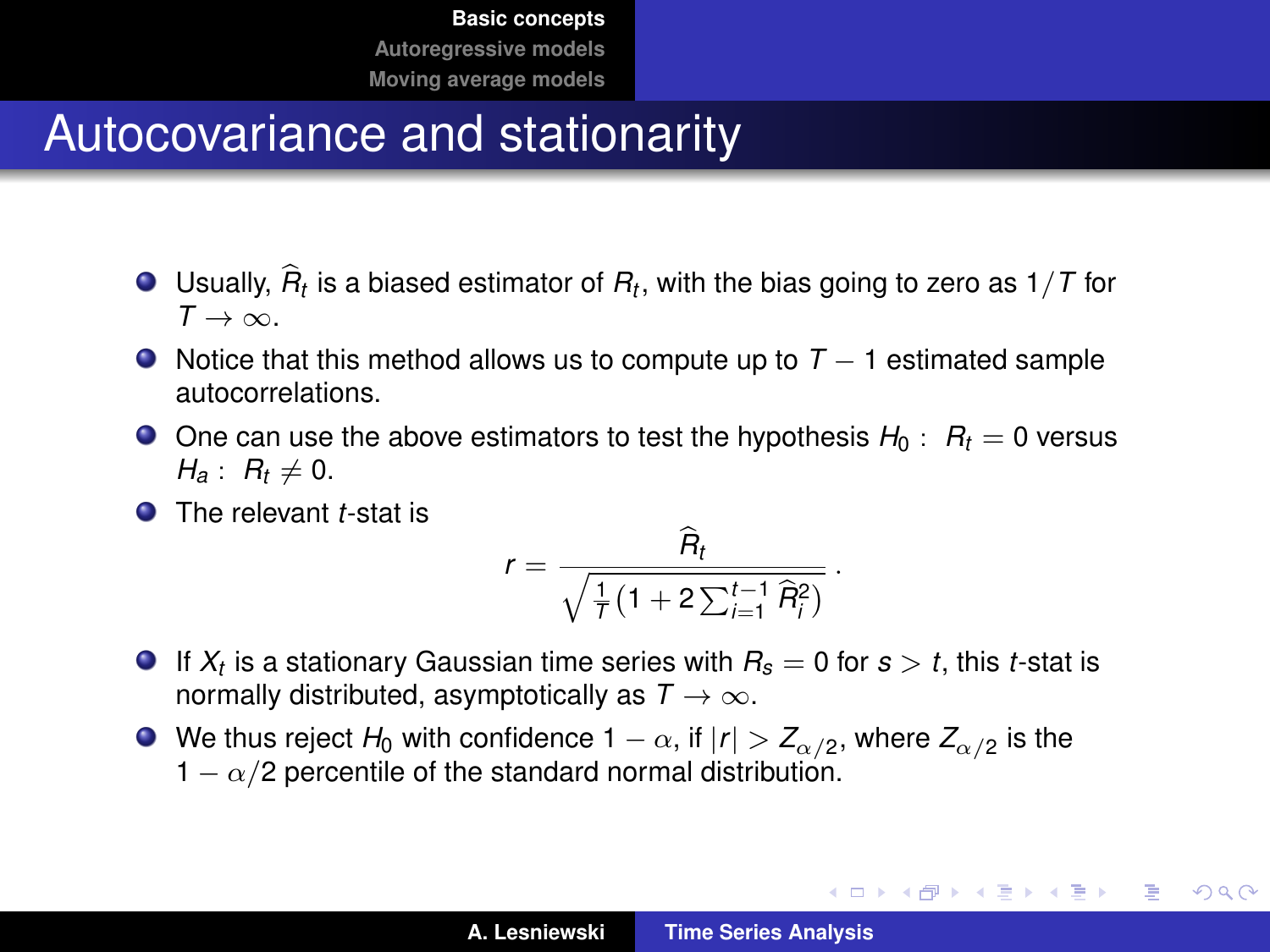# Autocovariance and stationarity

- Usually, $\widehat{R}_t$ is a biased estimator of $R_t$, with the bias going to zero as $1/T$ for $T \to \infty$.
- Notice that this method allows us to compute up to $T - 1$ estimated sample autocorrelations.
- One can use the above estimators to test the hypothesis $H_0 : \ R_t = 0$ versus $H_a : \ R_t \neq 0$.
- The relevant $t$-stat is

$$r = \frac{\widehat{R}_t}{\sqrt{\frac{1}{T}\left(1 + 2\sum_{i=1}^{t-1} \widehat{R}_i^2\right)}} .$$

- If $X_t$ is a stationary Gaussian time series with $R_s = 0$ for $s > t$, this $t$-stat is normally distributed, asymptotically as $T \to \infty$.
- We thus reject $H_0$ with confidence $1 - \alpha$, if $|r| > Z_{\alpha/2}$, where $Z_{\alpha/2}$ is the $1 - \alpha/2$ percentile of the standard normal distribution.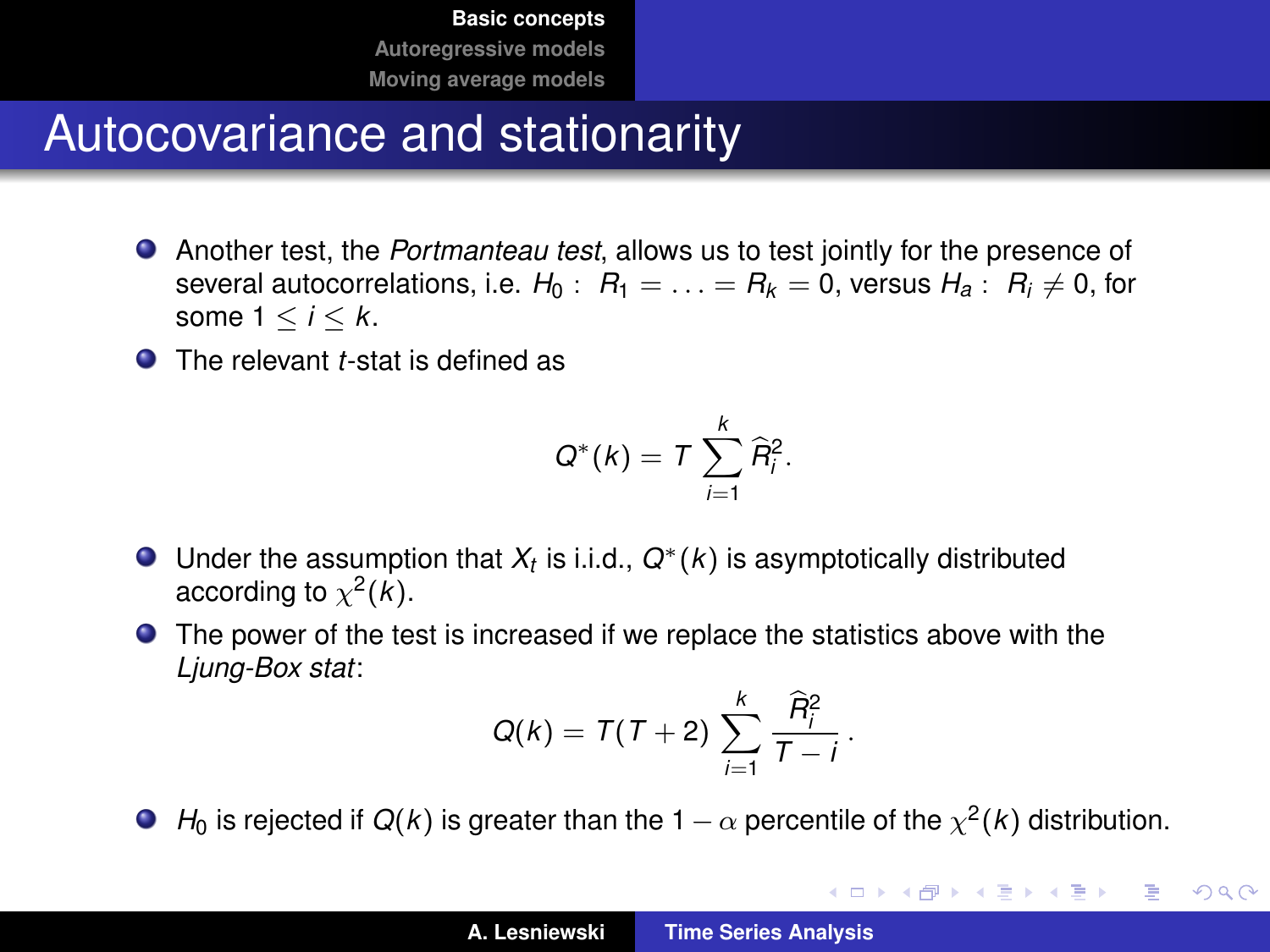# Autocovariance and stationarity

- Another test, the *Portmanteau test*, allows us to test jointly for the presence of several autocorrelations, i.e. $H_0 : \ R_1 = \ldots = R_k = 0$, versus $H_a : \ R_i \neq 0$, for some $1 \leq i \leq k$.
- The relevant $t$-stat is defined as

$$Q^*(k) = T \sum_{i=1}^{k} \widehat{R}_i^2 .$$

- Under the assumption that $X_t$ is i.i.d., $Q^*(k)$ is asymptotically distributed according to $\chi^2(k)$.
- The power of the test is increased if we replace the statistics above with the *Ljung-Box stat*:

$$Q(k) = T(T+2) \sum_{i=1}^{k} \frac{\widehat{R}_i^2}{T-i} .$$

- $H_0$ is rejected if $Q(k)$ is greater than the $1-\alpha$ percentile of the $\chi^2(k)$ distribution.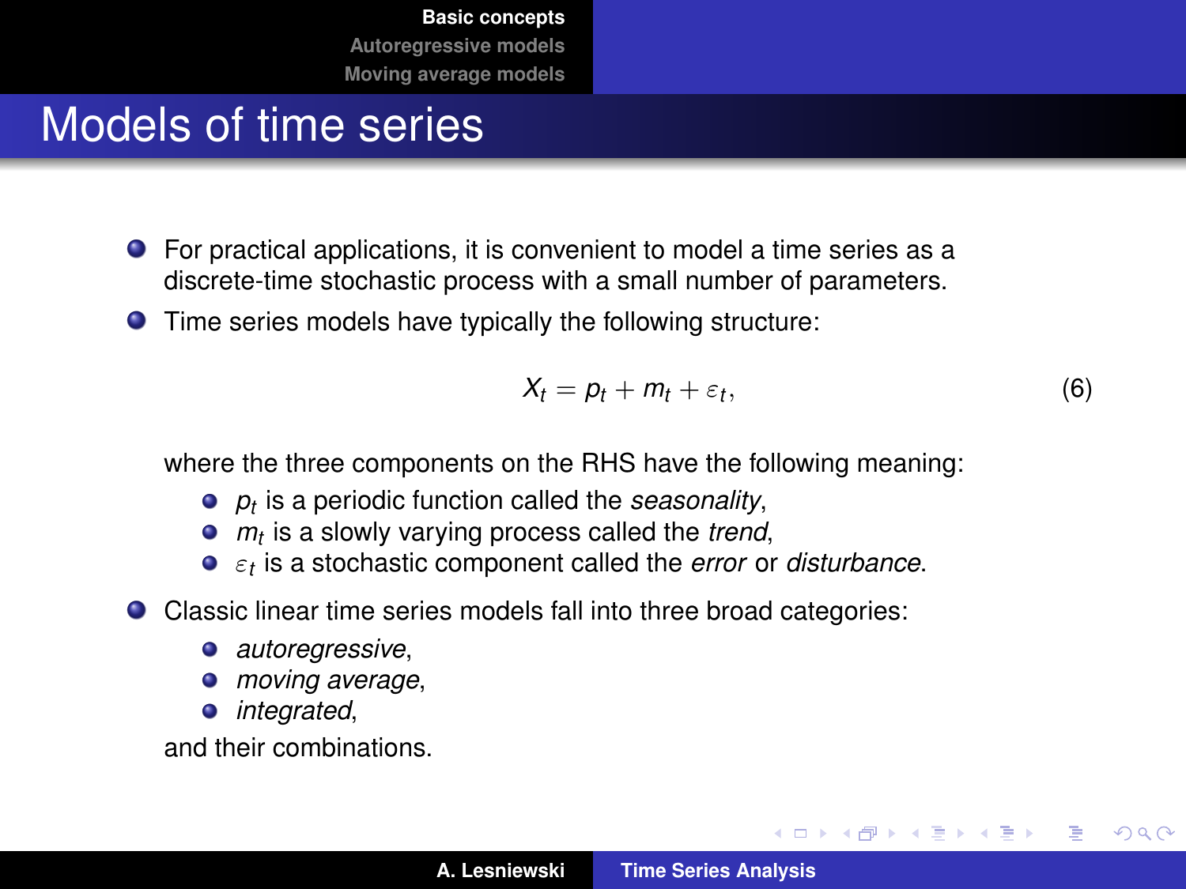# Models of time series

- For practical applications, it is convenient to model a time series as a discrete-time stochastic process with a small number of parameters.
- Time series models have typically the following structure:

$$X_t = p_t + m_t + \varepsilon_t, \tag{6}$$

  where the three components on the RHS have the following meaning:
  - $p_t$ is a periodic function called the *seasonality*,
  - $m_t$ is a slowly varying process called the *trend*,
  - $\varepsilon_t$ is a stochastic component called the *error* or *disturbance*.
- Classic linear time series models fall into three broad categories:
  - *autoregressive*,
  - *moving average*,
  - *integrated*,

  and their combinations.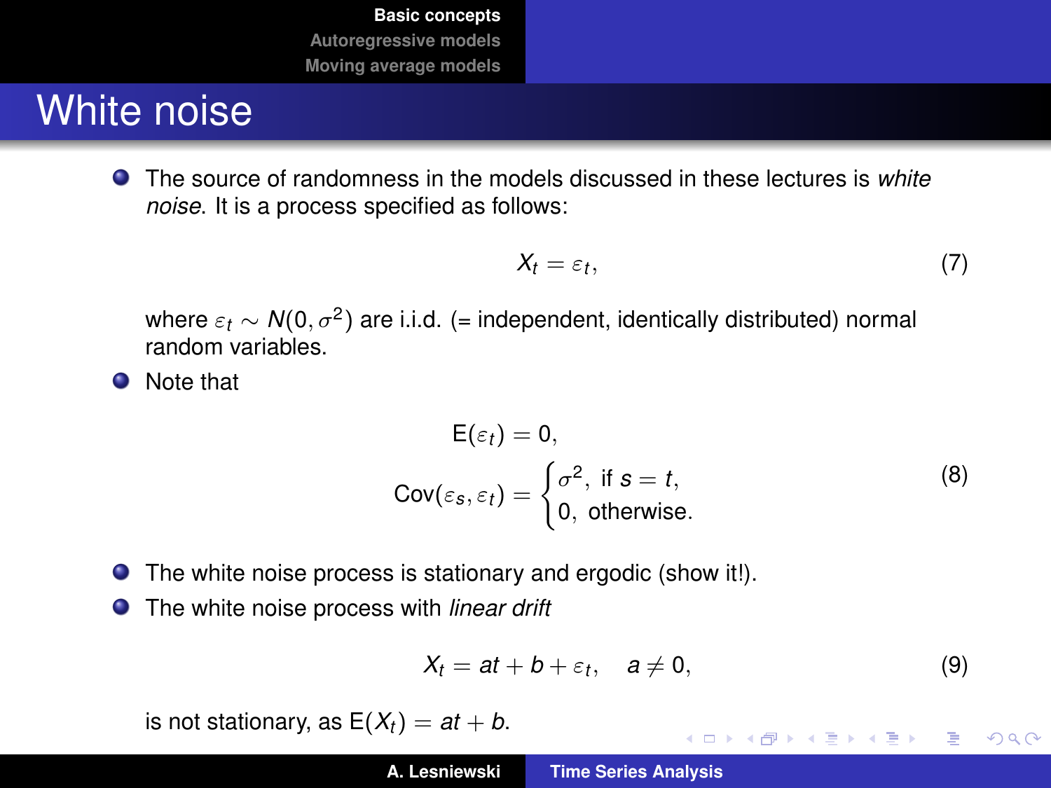# White noise

- The source of randomness in the models discussed in these lectures is *white noise*. It is a process specified as follows:

$$X_t = \varepsilon_t, \tag{7}$$

where $\varepsilon_t \sim N(0, \sigma^2)$ are i.i.d. (= independent, identically distributed) normal random variables.

- Note that

$$\begin{aligned} \mathrm{E}(\varepsilon_t) &= 0, \\ \mathrm{Cov}(\varepsilon_s, \varepsilon_t) &= \begin{cases} \sigma^2, & \text{if } s = t, \\ 0, & \text{otherwise.} \end{cases} \end{aligned} \tag{8}$$

- The white noise process is stationary and ergodic (show it!).
- The white noise process with *linear drift*

$$X_t = at + b + \varepsilon_t, \quad a \neq 0, \tag{9}$$

is not stationary, as $\mathrm{E}(X_t) = at + b$.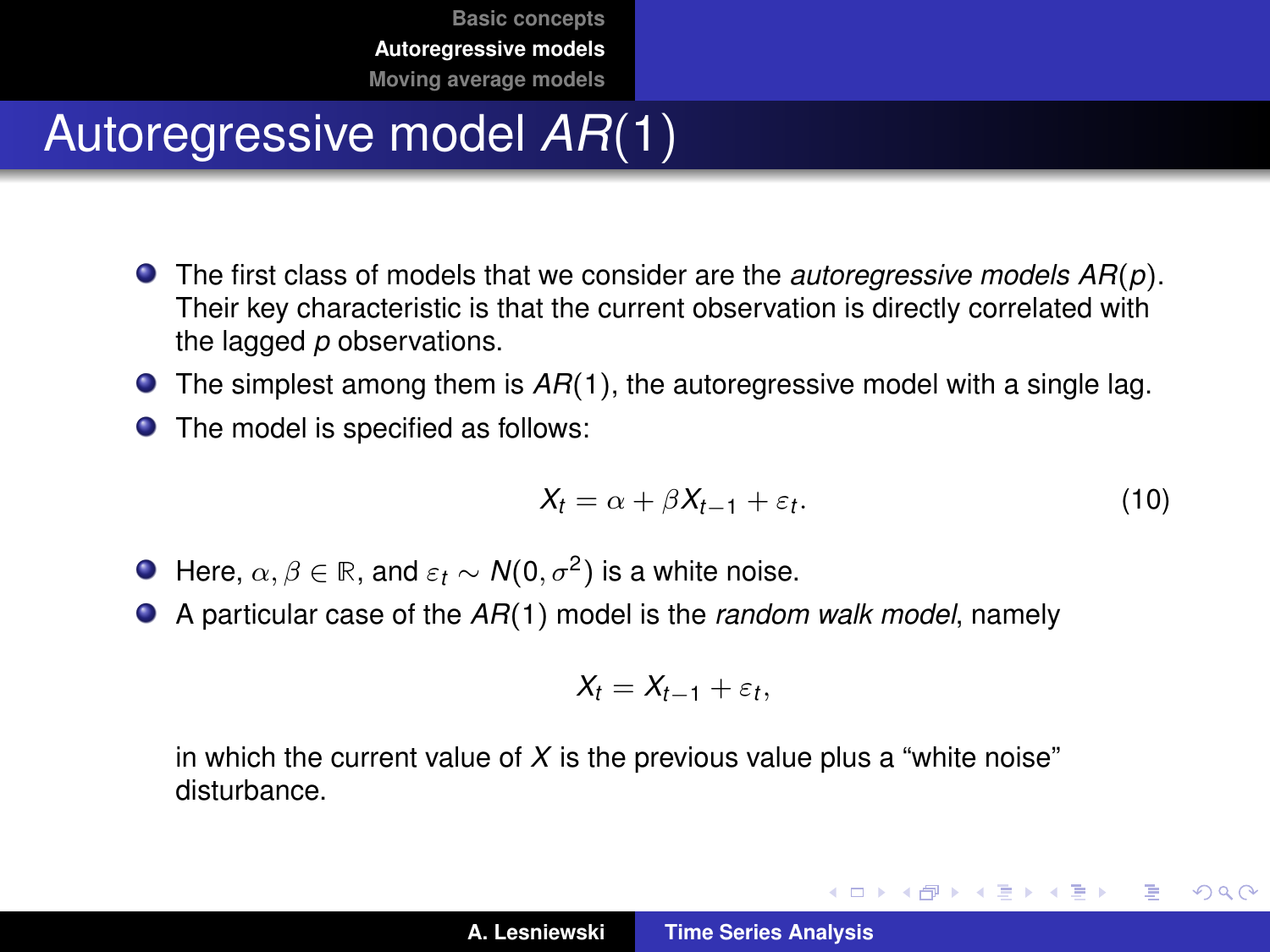# Autoregressive model $AR(1)$

- The first class of models that we consider are the *autoregressive models* $AR(p)$. Their key characteristic is that the current observation is directly correlated with the lagged $p$ observations.
- The simplest among them is $AR(1)$, the autoregressive model with a single lag.
- The model is specified as follows:

$$X_t = \alpha + \beta X_{t-1} + \varepsilon_t. \tag{10}$$

- Here, $\alpha, \beta \in \mathbb{R}$, and $\varepsilon_t \sim N(0, \sigma^2)$ is a white noise.
- A particular case of the $AR(1)$ model is the *random walk model*, namely

$$X_t = X_{t-1} + \varepsilon_t,$$

in which the current value of $X$ is the previous value plus a "white noise" disturbance.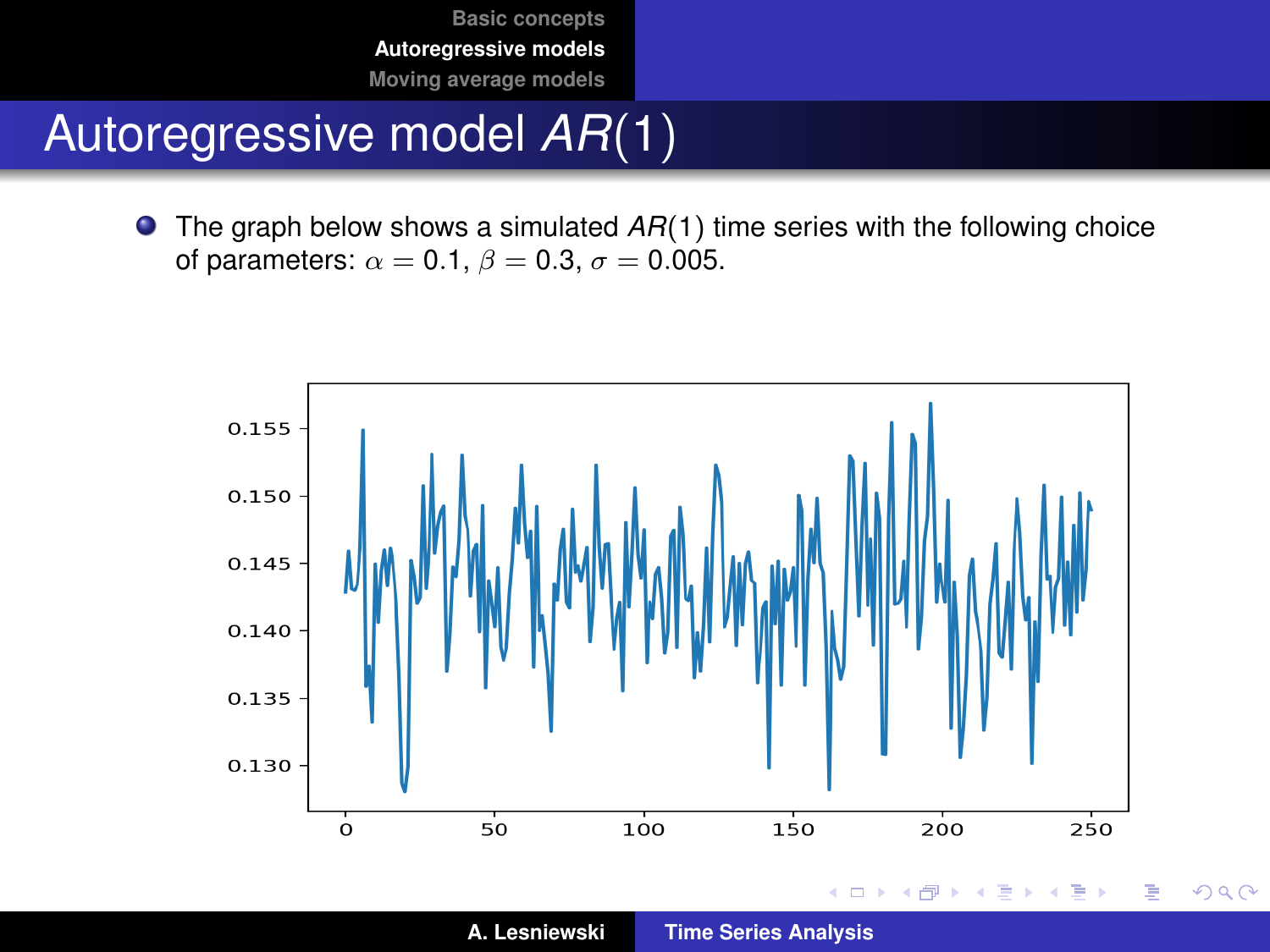# Autoregressive model $AR(1)$

- The graph below shows a simulated $AR(1)$ time series with the following choice of parameters: $\alpha = 0.1$, $\beta = 0.3$, $\sigma = 0.005$.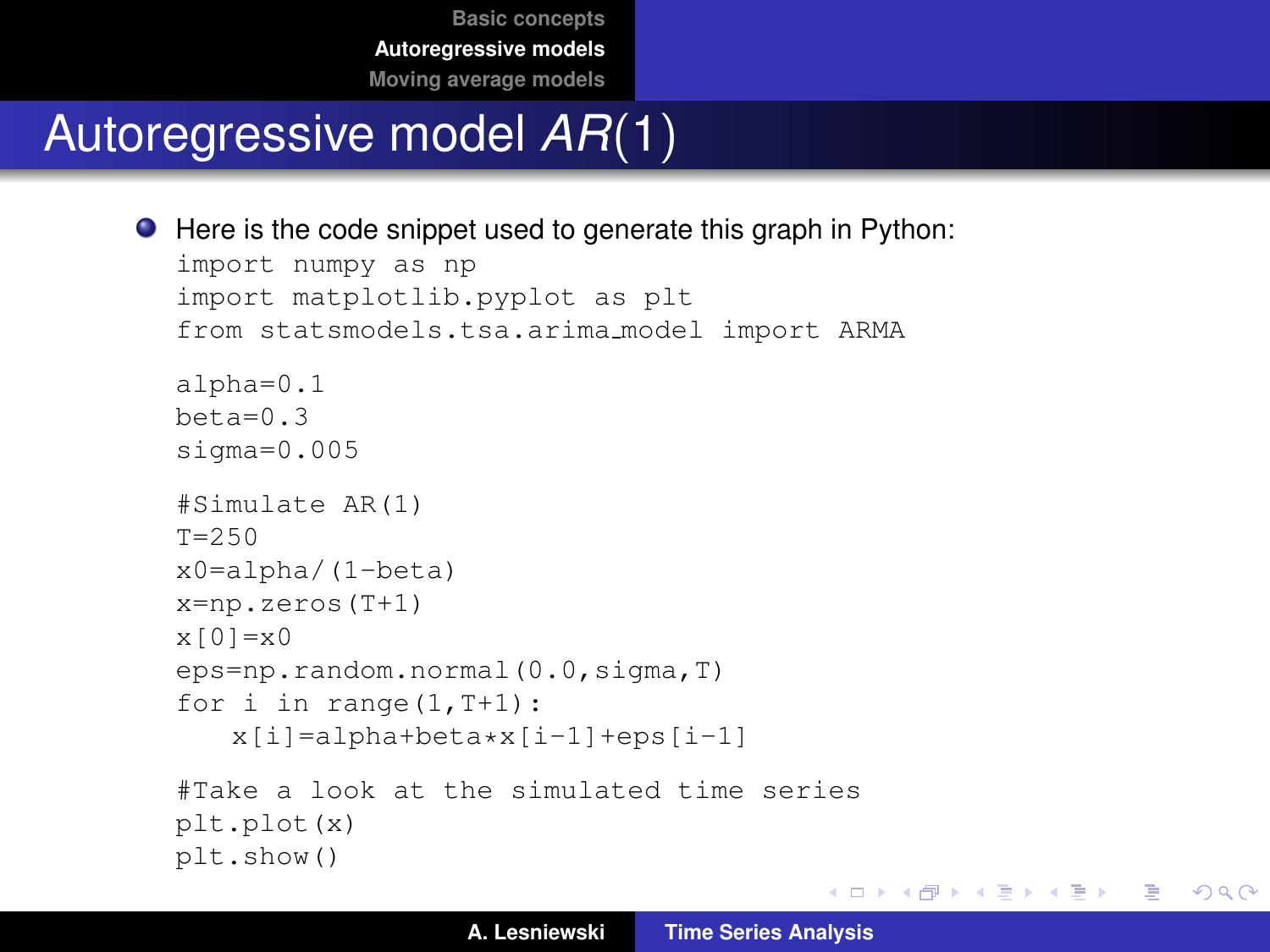# Autoregressive model $AR(1)$

- Here is the code snippet used to generate this graph in Python:

```
import numpy as np
import matplotlib.pyplot as plt
from statsmodels.tsa.arima_model import ARMA

alpha=0.1
beta=0.3
sigma=0.005

#Simulate AR(1)
T=250
x0=alpha/(1-beta)
x=np.zeros(T+1)
x[0]=x0
eps=np.random.normal(0.0,sigma,T)
for i in range(1,T+1):
    x[i]=alpha+beta*x[i-1]+eps[i-1]

#Take a look at the simulated time series
plt.plot(x)
plt.show()
```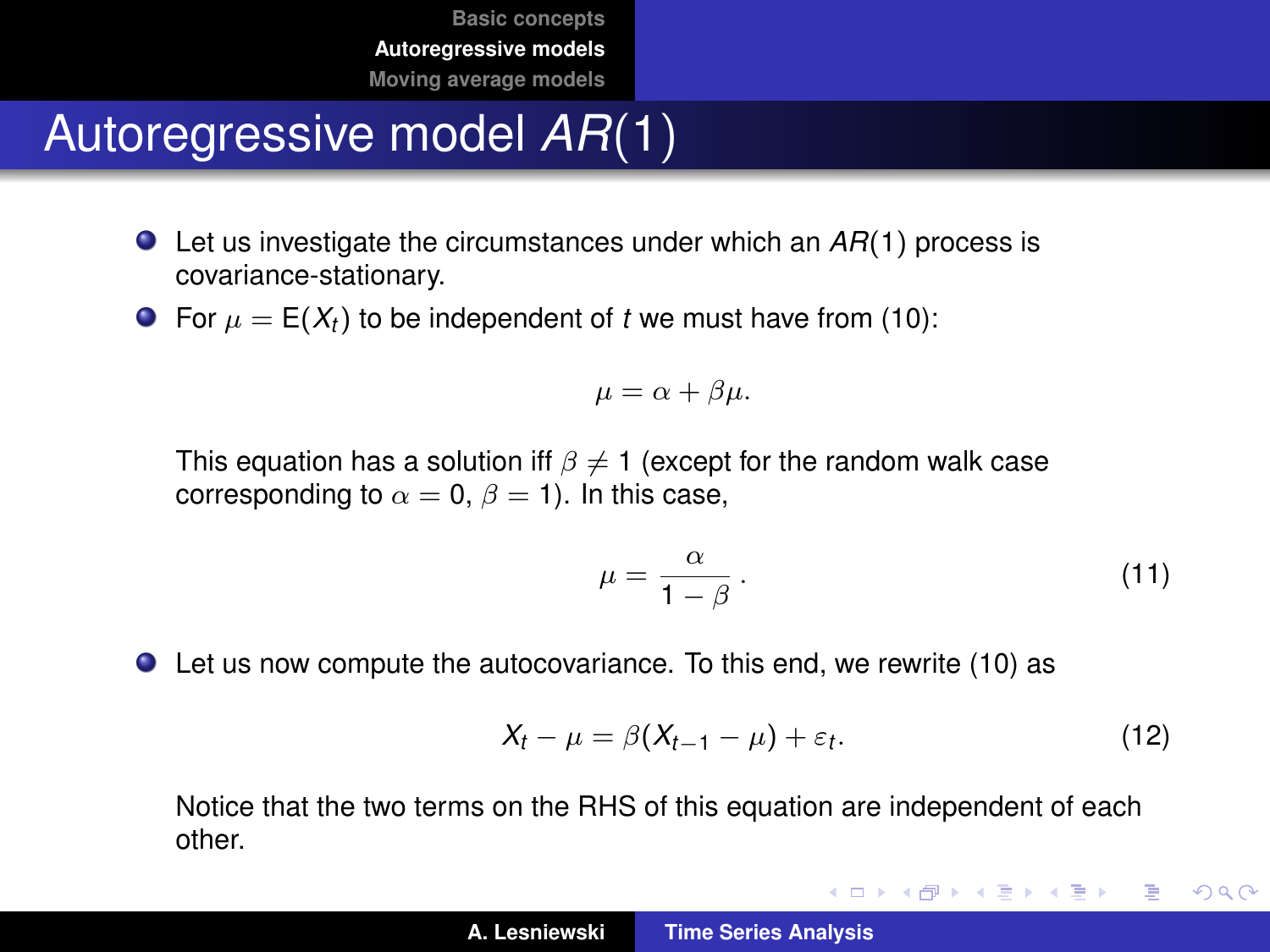# Autoregressive model $AR(1)$

- Let us investigate the circumstances under which an $AR(1)$ process is covariance-stationary.
- For $\mu = \mathrm{E}(X_t)$ to be independent of $t$ we must have from (10):

$$\mu = \alpha + \beta\mu.$$

  This equation has a solution iff $\beta \neq 1$ (except for the random walk case corresponding to $\alpha = 0$, $\beta = 1$). In this case,

$$\mu = \frac{\alpha}{1 - \beta}\,. \tag{11}$$

- Let us now compute the autocovariance. To this end, we rewrite (10) as

$$X_t - \mu = \beta(X_{t-1} - \mu) + \varepsilon_t. \tag{12}$$

  Notice that the two terms on the RHS of this equation are independent of each other.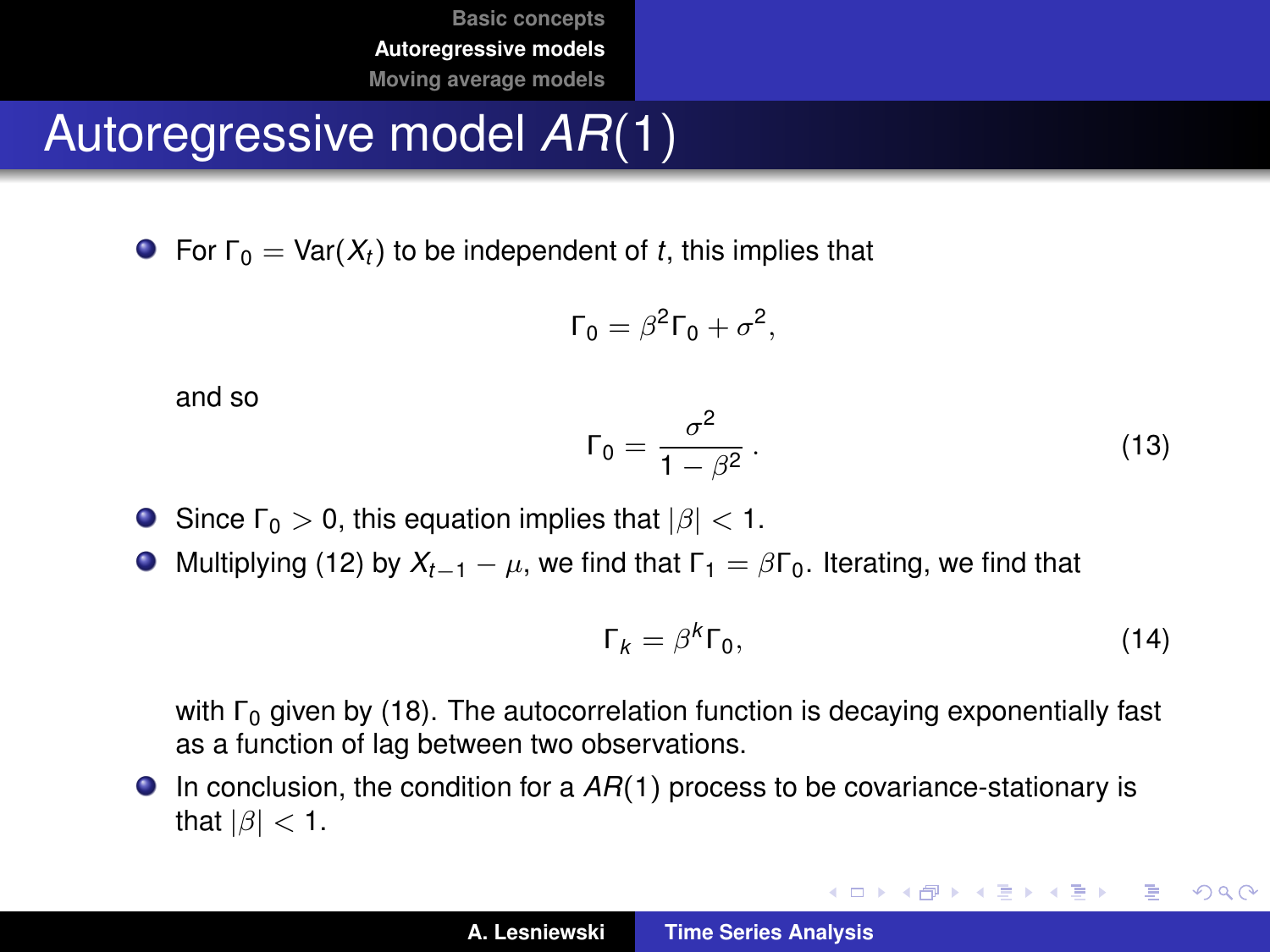# Autoregressive model $AR(1)$

- For $\Gamma_0 = \text{Var}(X_t)$ to be independent of $t$, this implies that

$$\Gamma_0 = \beta^2 \Gamma_0 + \sigma^2,$$

  and so

$$\Gamma_0 = \frac{\sigma^2}{1 - \beta^2} \,. \tag{13}$$

- Since $\Gamma_0 > 0$, this equation implies that $|\beta| < 1$.
- Multiplying (12) by $X_{t-1} - \mu$, we find that $\Gamma_1 = \beta \Gamma_0$. Iterating, we find that

$$\Gamma_k = \beta^k \Gamma_0, \tag{14}$$

  with $\Gamma_0$ given by (18). The autocorrelation function is decaying exponentially fast as a function of lag between two observations.
- In conclusion, the condition for a $AR(1)$ process to be covariance-stationary is that $|\beta| < 1$.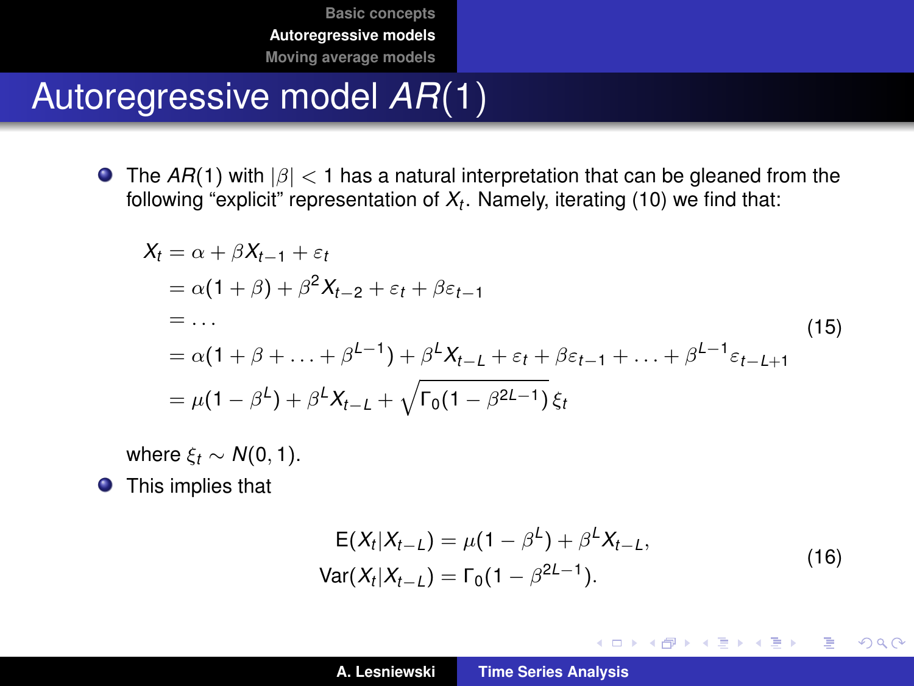# Autoregressive model $AR(1)$

- The $AR(1)$ with $|\beta| < 1$ has a natural interpretation that can be gleaned from the following "explicit" representation of $X_t$. Namely, iterating (10) we find that:

$$
\begin{aligned}
X_t &= \alpha + \beta X_{t-1} + \varepsilon_t \\
&= \alpha(1+\beta) + \beta^2 X_{t-2} + \varepsilon_t + \beta\varepsilon_{t-1} \\
&= \ldots \\
&= \alpha(1+\beta+\ldots+\beta^{L-1}) + \beta^L X_{t-L} + \varepsilon_t + \beta\varepsilon_{t-1} + \ldots + \beta^{L-1}\varepsilon_{t-L+1} \\
&= \mu(1-\beta^L) + \beta^L X_{t-L} + \sqrt{\Gamma_0(1-\beta^{2L-1})}\,\xi_t
\end{aligned}
\tag{15}
$$

  where $\xi_t \sim N(0,1)$.

- This implies that

$$
\begin{aligned}
\mathrm{E}(X_t|X_{t-L}) &= \mu(1-\beta^L) + \beta^L X_{t-L}, \\
\mathrm{Var}(X_t|X_{t-L}) &= \Gamma_0(1-\beta^{2L-1}).
\end{aligned}
\tag{16}
$$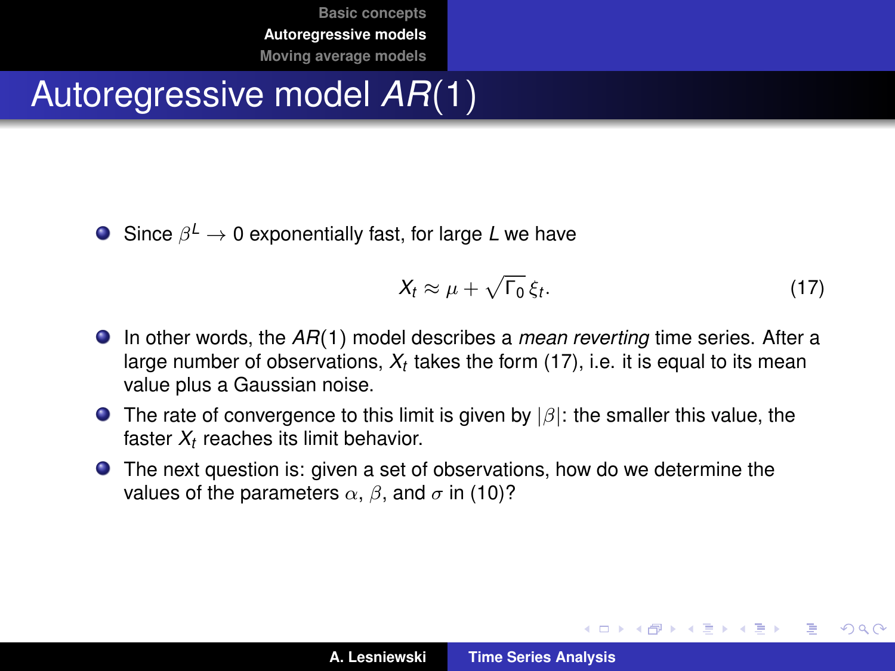# Autoregressive model $AR(1)$

- Since $\beta^L \to 0$ exponentially fast, for large $L$ we have

$$X_t \approx \mu + \sqrt{\Gamma_0}\,\xi_t. \tag{17}$$

- In other words, the $AR(1)$ model describes a *mean reverting* time series. After a large number of observations, $X_t$ takes the form (17), i.e. it is equal to its mean value plus a Gaussian noise.
- The rate of convergence to this limit is given by $|\beta|$: the smaller this value, the faster $X_t$ reaches its limit behavior.
- The next question is: given a set of observations, how do we determine the values of the parameters $\alpha$, $\beta$, and $\sigma$ in (10)?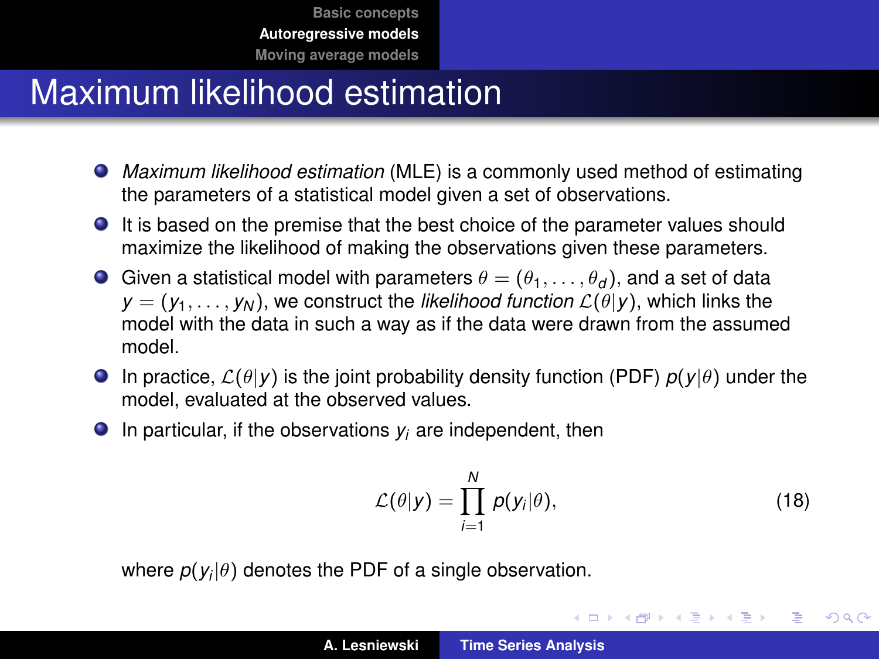# Maximum likelihood estimation

- *Maximum likelihood estimation* (MLE) is a commonly used method of estimating the parameters of a statistical model given a set of observations.
- It is based on the premise that the best choice of the parameter values should maximize the likelihood of making the observations given these parameters.
- Given a statistical model with parameters $\theta = (\theta_1, \ldots, \theta_d)$, and a set of data $y = (y_1, \ldots, y_N)$, we construct the *likelihood function* $\mathcal{L}(\theta|y)$, which links the model with the data in such a way as if the data were drawn from the assumed model.
- In practice, $\mathcal{L}(\theta|y)$ is the joint probability density function (PDF) $p(y|\theta)$ under the model, evaluated at the observed values.
- In particular, if the observations $y_i$ are independent, then

$$\mathcal{L}(\theta|y) = \prod_{i=1}^{N} p(y_i|\theta), \tag{18}$$

where $p(y_i|\theta)$ denotes the PDF of a single observation.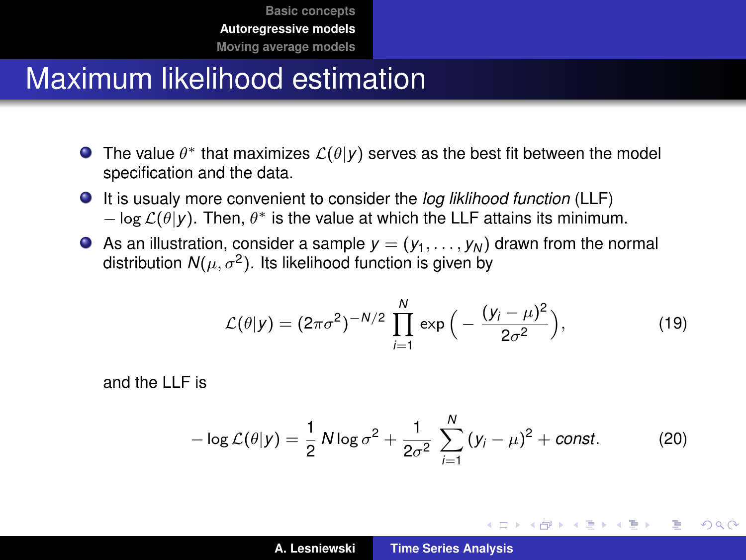# Maximum likelihood estimation

- The value $\theta^*$ that maximizes $\mathcal{L}(\theta|y)$ serves as the best fit between the model specification and the data.
- It is usualy more convenient to consider the *log liklihood function* (LLF) $-\log \mathcal{L}(\theta|y)$. Then, $\theta^*$ is the value at which the LLF attains its minimum.
- As an illustration, consider a sample $y = (y_1, \ldots, y_N)$ drawn from the normal distribution $N(\mu, \sigma^2)$. Its likelihood function is given by

$$\mathcal{L}(\theta|y) = (2\pi\sigma^2)^{-N/2} \prod_{i=1}^{N} \exp\Big(-\frac{(y_i - \mu)^2}{2\sigma^2}\Big), \tag{19}$$

and the LLF is

$$-\log \mathcal{L}(\theta|y) = \frac{1}{2} N \log \sigma^2 + \frac{1}{2\sigma^2} \sum_{i=1}^{N} (y_i - \mu)^2 + const. \tag{20}$$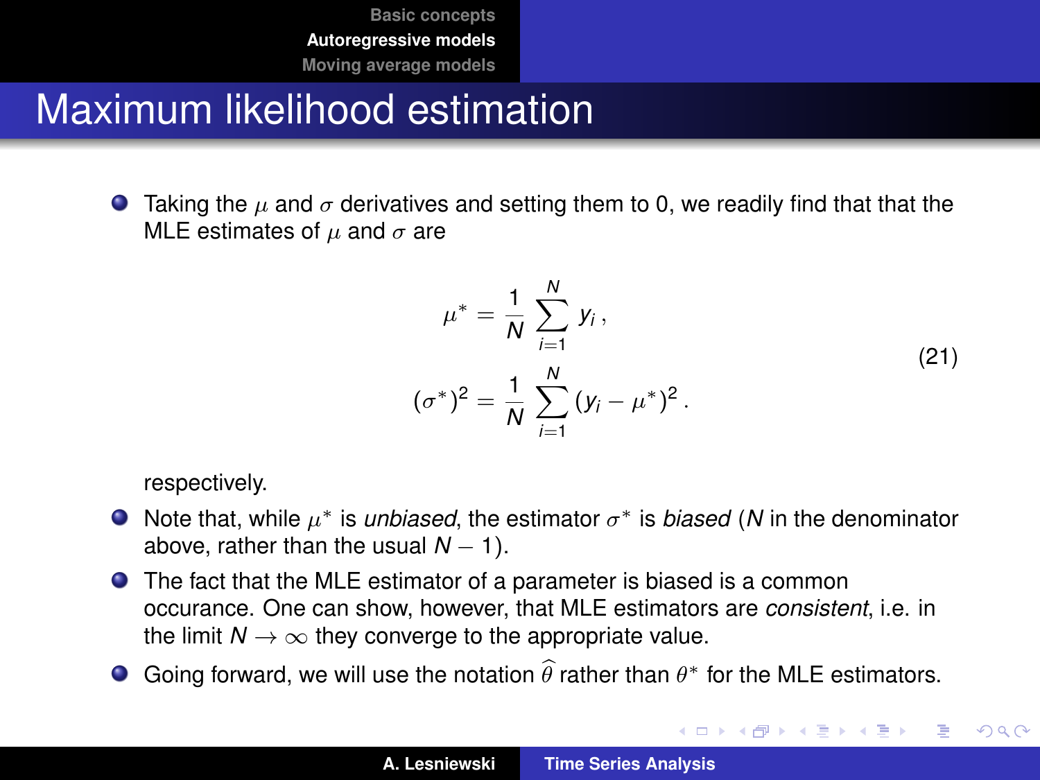# Maximum likelihood estimation

- Taking the $\mu$ and $\sigma$ derivatives and setting them to 0, we readily find that that the MLE estimates of $\mu$ and $\sigma$ are

$$
\begin{aligned}
\mu^* &= \frac{1}{N} \sum_{i=1}^{N} y_i \,, \\
(\sigma^*)^2 &= \frac{1}{N} \sum_{i=1}^{N} (y_i - \mu^*)^2 \,.
\end{aligned}
\tag{21}
$$

  respectively.

- Note that, while $\mu^*$ is *unbiased*, the estimator $\sigma^*$ is *biased* ($N$ in the denominator above, rather than the usual $N - 1$).
- The fact that the MLE estimator of a parameter is biased is a common occurance. One can show, however, that MLE estimators are *consistent*, i.e. in the limit $N \to \infty$ they converge to the appropriate value.
- Going forward, we will use the notation $\widehat{\theta}$ rather than $\theta^*$ for the MLE estimators.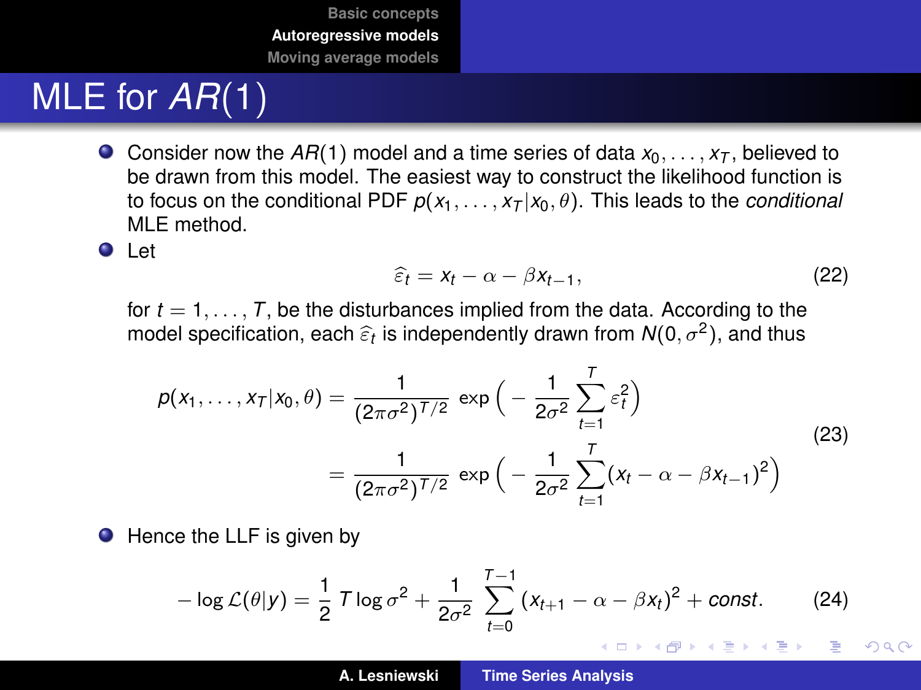# MLE for $AR(1)$

- Consider now the $AR(1)$ model and a time series of data $x_0, \ldots, x_T$, believed to be drawn from this model. The easiest way to construct the likelihood function is to focus on the conditional PDF $p(x_1, \ldots, x_T | x_0, \theta)$. This leads to the *conditional* MLE method.
- Let

$$\widehat{\varepsilon}_t = x_t - \alpha - \beta x_{t-1}, \tag{22}$$

for $t = 1, \ldots, T$, be the disturbances implied from the data. According to the model specification, each $\widehat{\varepsilon}_t$ is independently drawn from $N(0, \sigma^2)$, and thus

$$\begin{aligned} p(x_1, \ldots, x_T | x_0, \theta) &= \frac{1}{(2\pi\sigma^2)^{T/2}} \exp\Big(-\frac{1}{2\sigma^2}\sum_{t=1}^{T} \varepsilon_t^2\Big) \\ &= \frac{1}{(2\pi\sigma^2)^{T/2}} \exp\Big(-\frac{1}{2\sigma^2}\sum_{t=1}^{T} (x_t - \alpha - \beta x_{t-1})^2\Big) \end{aligned} \tag{23}$$

- Hence the LLF is given by

$$-\log \mathcal{L}(\theta | y) = \frac{1}{2} T \log \sigma^2 + \frac{1}{2\sigma^2} \sum_{t=0}^{T-1} (x_{t+1} - \alpha - \beta x_t)^2 + const. \tag{24}$$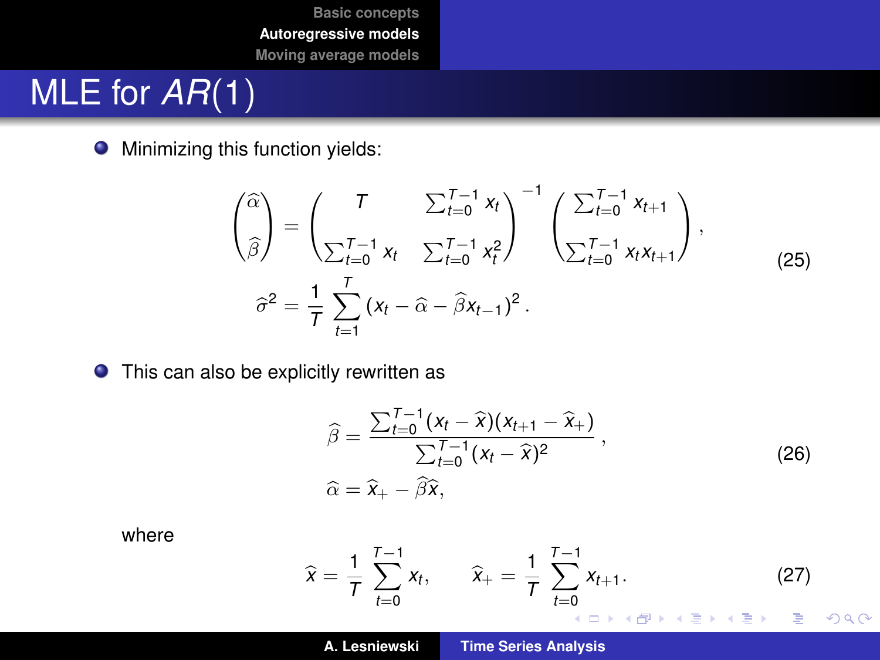# MLE for $AR(1)$

- Minimizing this function yields:

$$
\begin{pmatrix} \widehat{\alpha} \\ \widehat{\beta} \end{pmatrix} = \begin{pmatrix} T & \sum_{t=0}^{T-1} x_t \\ \sum_{t=0}^{T-1} x_t & \sum_{t=0}^{T-1} x_t^2 \end{pmatrix}^{-1} \begin{pmatrix} \sum_{t=0}^{T-1} x_{t+1} \\ \sum_{t=0}^{T-1} x_t x_{t+1} \end{pmatrix},
$$

$$
\widehat{\sigma}^2 = \frac{1}{T} \sum_{t=1}^{T} (x_t - \widehat{\alpha} - \widehat{\beta} x_{t-1})^2 . \tag{25}
$$

- This can also be explicitly rewritten as

$$
\widehat{\beta} = \frac{\sum_{t=0}^{T-1} (x_t - \widehat{x})(x_{t+1} - \widehat{x}_+)}{\sum_{t=0}^{T-1} (x_t - \widehat{x})^2},
$$

$$
\widehat{\alpha} = \widehat{x}_+ - \widehat{\beta} \widehat{x}, \tag{26}
$$

where

$$
\widehat{x} = \frac{1}{T} \sum_{t=0}^{T-1} x_t, \qquad \widehat{x}_+ = \frac{1}{T} \sum_{t=0}^{T-1} x_{t+1}. \tag{27}
$$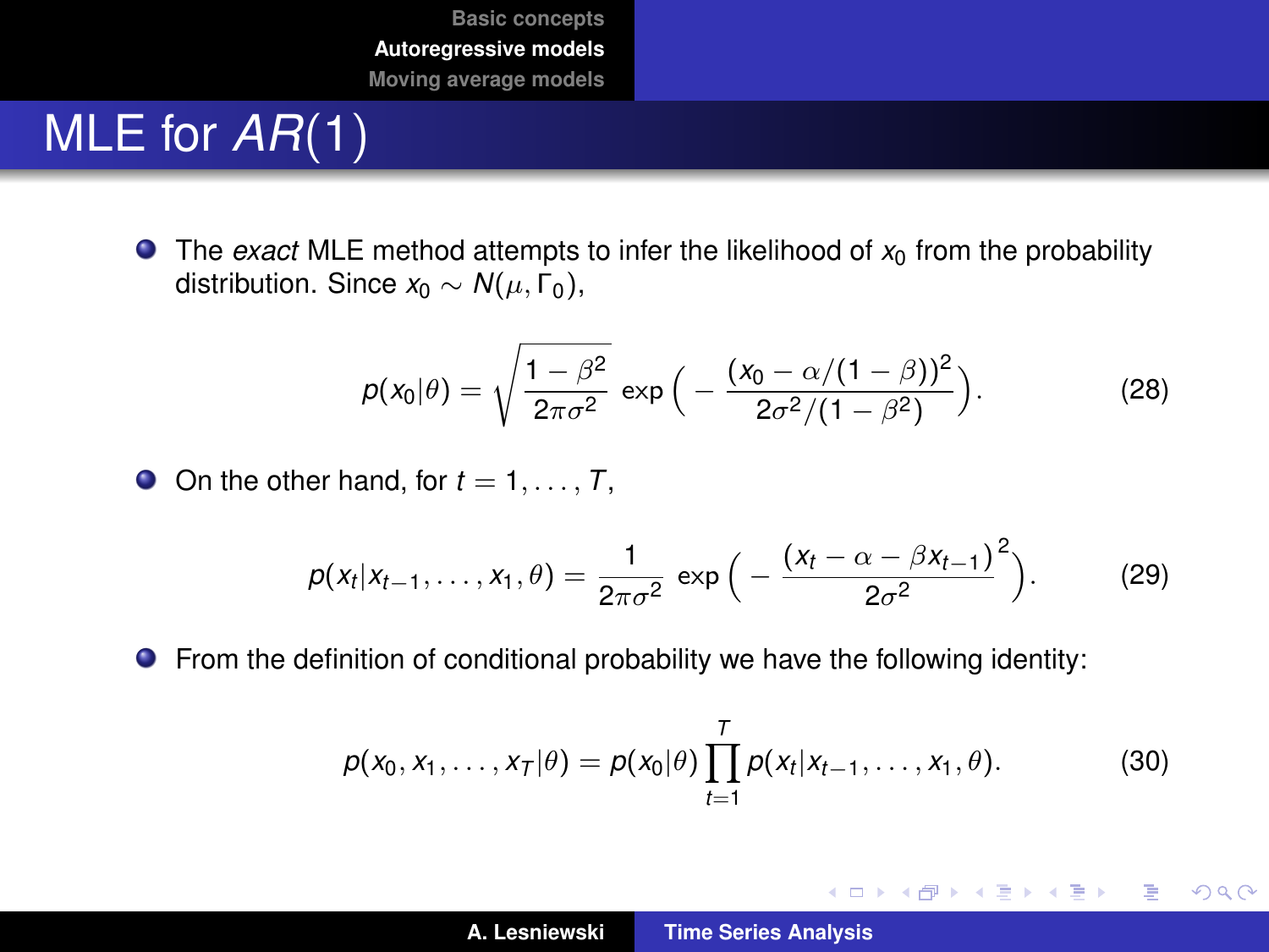# MLE for $AR(1)$

- The *exact* MLE method attempts to infer the likelihood of $x_0$ from the probability distribution. Since $x_0 \sim N(\mu, \Gamma_0)$,

$$p(x_0|\theta) = \sqrt{\frac{1-\beta^2}{2\pi\sigma^2}} \exp\Big(-\frac{(x_0 - \alpha/(1-\beta))^2}{2\sigma^2/(1-\beta^2)}\Big). \tag{28}$$

- On the other hand, for $t = 1, \ldots, T$,

$$p(x_t|x_{t-1}, \ldots, x_1, \theta) = \frac{1}{2\pi\sigma^2} \exp\Big(-\frac{(x_t - \alpha - \beta x_{t-1})^2}{2\sigma^2}\Big). \tag{29}$$

- From the definition of conditional probability we have the following identity:

$$p(x_0, x_1, \ldots, x_T|\theta) = p(x_0|\theta) \prod_{t=1}^{T} p(x_t|x_{t-1}, \ldots, x_1, \theta). \tag{30}$$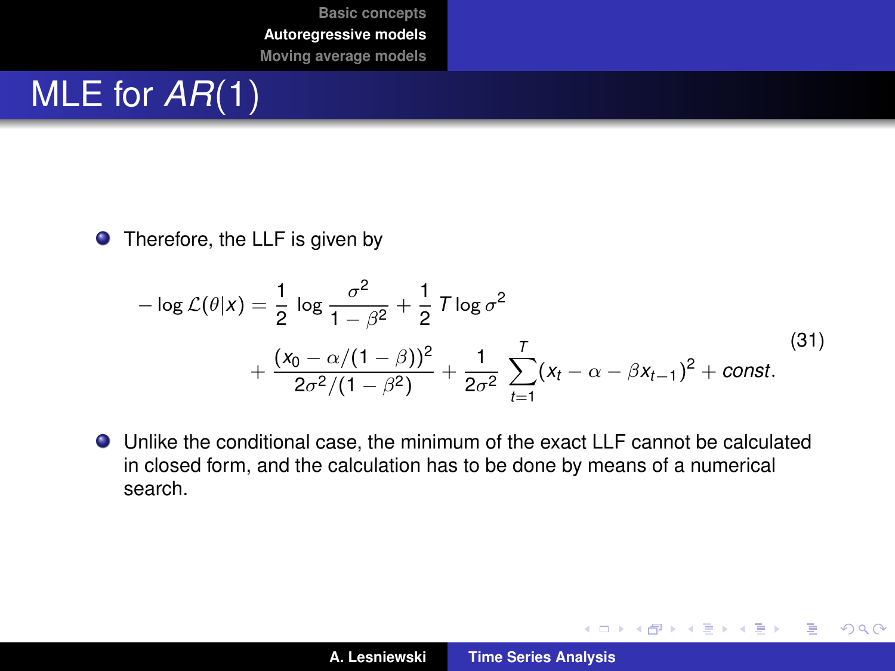# MLE for $AR(1)$

- Therefore, the LLF is given by

$$
\begin{aligned}
-\log \mathcal{L}(\theta|x) = & \frac{1}{2} \log \frac{\sigma^2}{1-\beta^2} + \frac{1}{2} T \log \sigma^2 \\
& + \frac{(x_0 - \alpha/(1-\beta))^2}{2\sigma^2/(1-\beta^2)} + \frac{1}{2\sigma^2} \sum_{t=1}^{T} (x_t - \alpha - \beta x_{t-1})^2 + const.
\end{aligned}
\tag{31}
$$

- Unlike the conditional case, the minimum of the exact LLF cannot be calculated in closed form, and the calculation has to be done by means of a numerical search.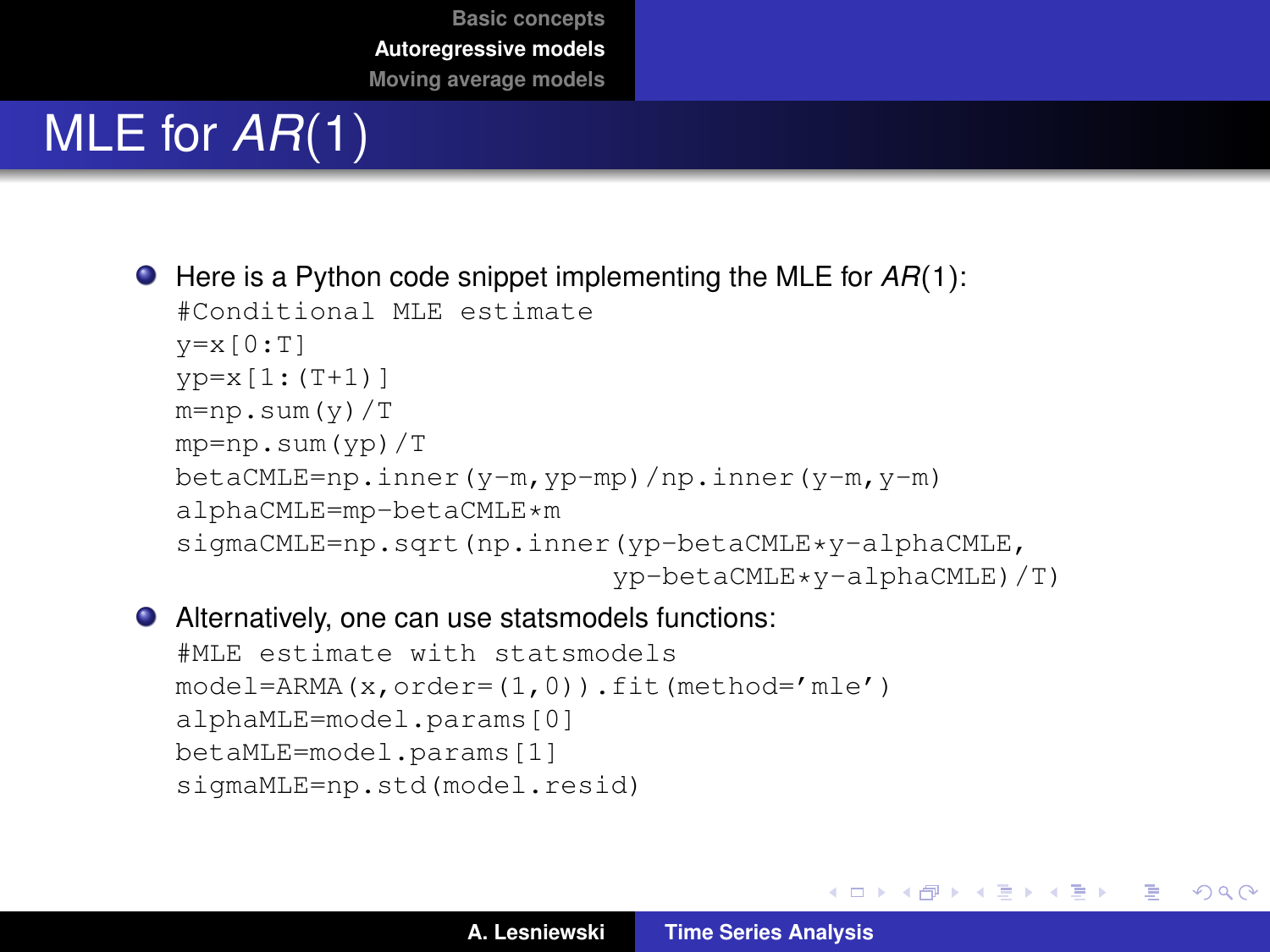# MLE for $AR(1)$

- Here is a Python code snippet implementing the MLE for $AR(1)$:

```
#Conditional MLE estimate
y=x[0:T]
yp=x[1:(T+1)]
m=np.sum(y)/T
mp=np.sum(yp)/T
betaCMLE=np.inner(y-m,yp-mp)/np.inner(y-m,y-m)
alphaCMLE=mp-betaCMLE*m
sigmaCMLE=np.sqrt(np.inner(yp-betaCMLE*y-alphaCMLE,
                           yp-betaCMLE*y-alphaCMLE)/T)
```

- Alternatively, one can use statsmodels functions:

```
#MLE estimate with statsmodels
model=ARMA(x,order=(1,0)).fit(method='mle')
alphaMLE=model.params[0]
betaMLE=model.params[1]
sigmaMLE=np.std(model.resid)
```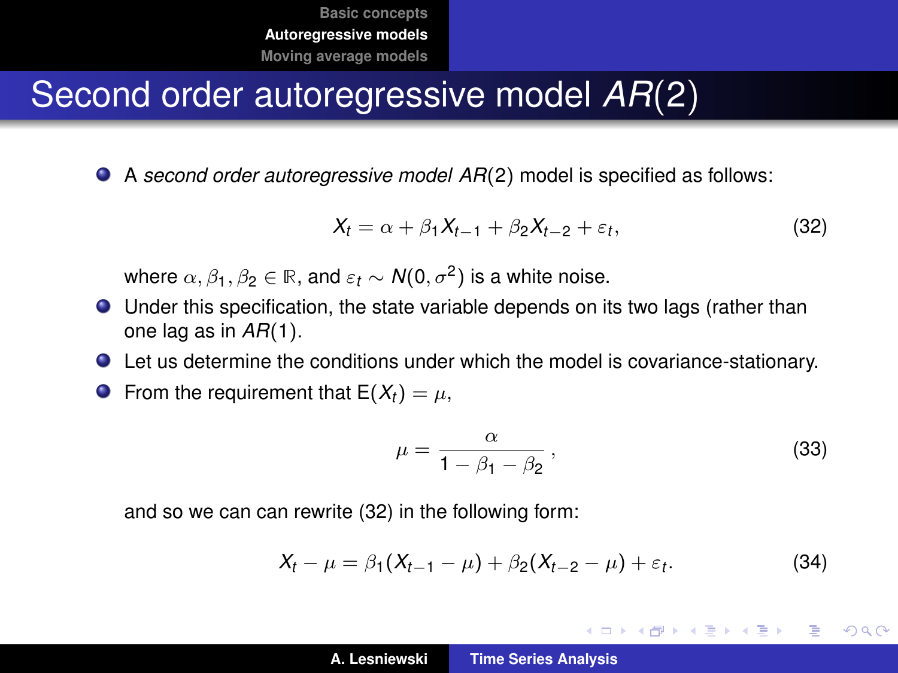# Second order autoregressive model $AR(2)$

- A *second order autoregressive model* $AR(2)$ model is specified as follows:

$$X_t = \alpha + \beta_1 X_{t-1} + \beta_2 X_{t-2} + \varepsilon_t, \tag{32}$$

where $\alpha, \beta_1, \beta_2 \in \mathbb{R}$, and $\varepsilon_t \sim N(0, \sigma^2)$ is a white noise.

- Under this specification, the state variable depends on its two lags (rather than one lag as in $AR(1)$).
- Let us determine the conditions under which the model is covariance-stationary.
- From the requirement that $\mathrm{E}(X_t) = \mu$,

$$\mu = \frac{\alpha}{1 - \beta_1 - \beta_2}, \tag{33}$$

and so we can can rewrite (32) in the following form:

$$X_t - \mu = \beta_1 (X_{t-1} - \mu) + \beta_2 (X_{t-2} - \mu) + \varepsilon_t. \tag{34}$$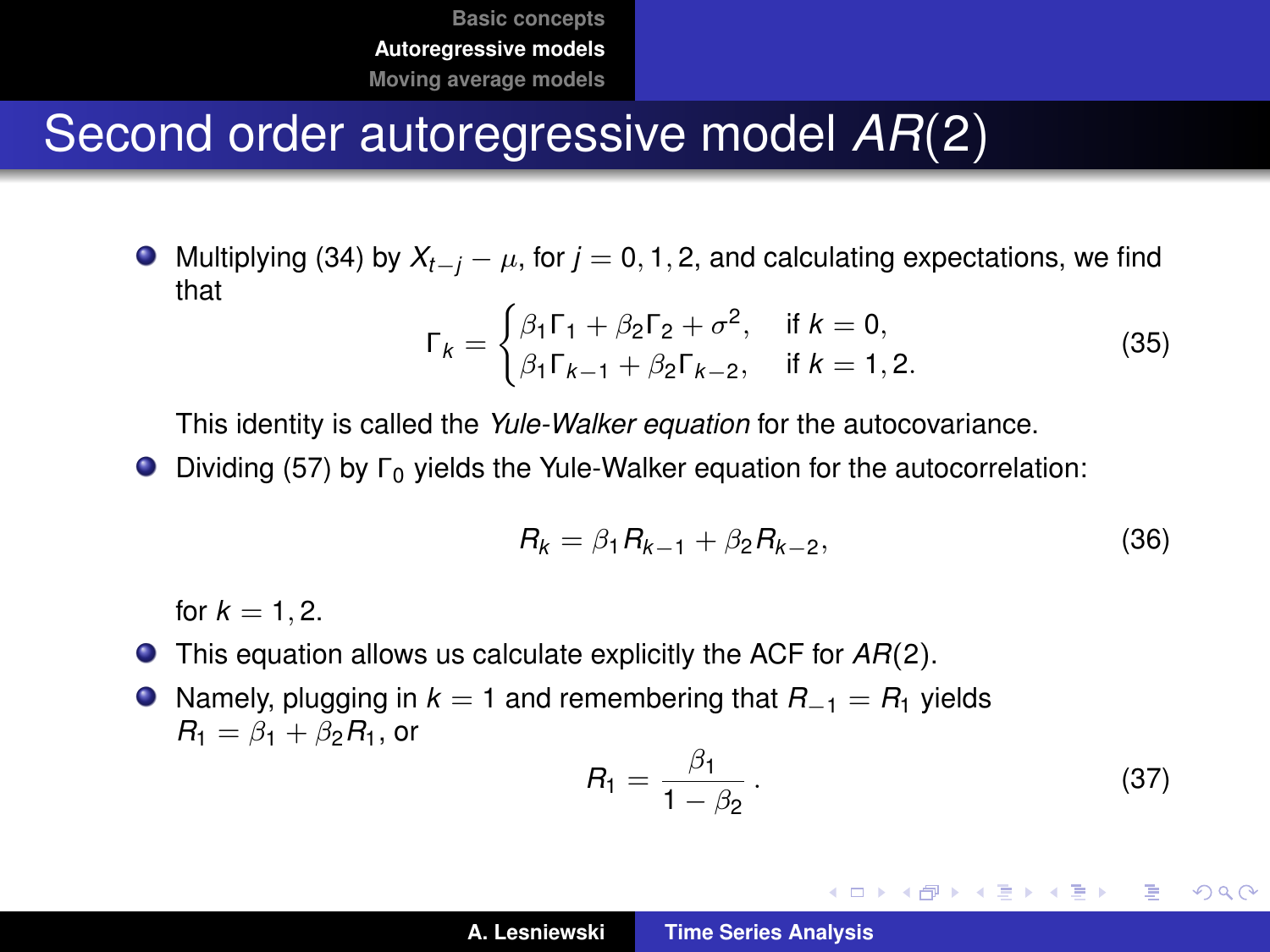# Second order autoregressive model $AR(2)$

- Multiplying (34) by $X_{t-j} - \mu$, for $j = 0, 1, 2$, and calculating expectations, we find that

$$\Gamma_k = \begin{cases} \beta_1 \Gamma_1 + \beta_2 \Gamma_2 + \sigma^2, & \text{if } k = 0, \\ \beta_1 \Gamma_{k-1} + \beta_2 \Gamma_{k-2}, & \text{if } k = 1, 2. \end{cases} \tag{35}$$

  This identity is called the *Yule-Walker equation* for the autocovariance.

- Dividing (57) by $\Gamma_0$ yields the Yule-Walker equation for the autocorrelation:

$$R_k = \beta_1 R_{k-1} + \beta_2 R_{k-2}, \tag{36}$$

  for $k = 1, 2$.

- This equation allows us calculate explicitly the ACF for $AR(2)$.
- Namely, plugging in $k = 1$ and remembering that $R_{-1} = R_1$ yields $R_1 = \beta_1 + \beta_2 R_1$, or

$$R_1 = \frac{\beta_1}{1 - \beta_2}. \tag{37}$$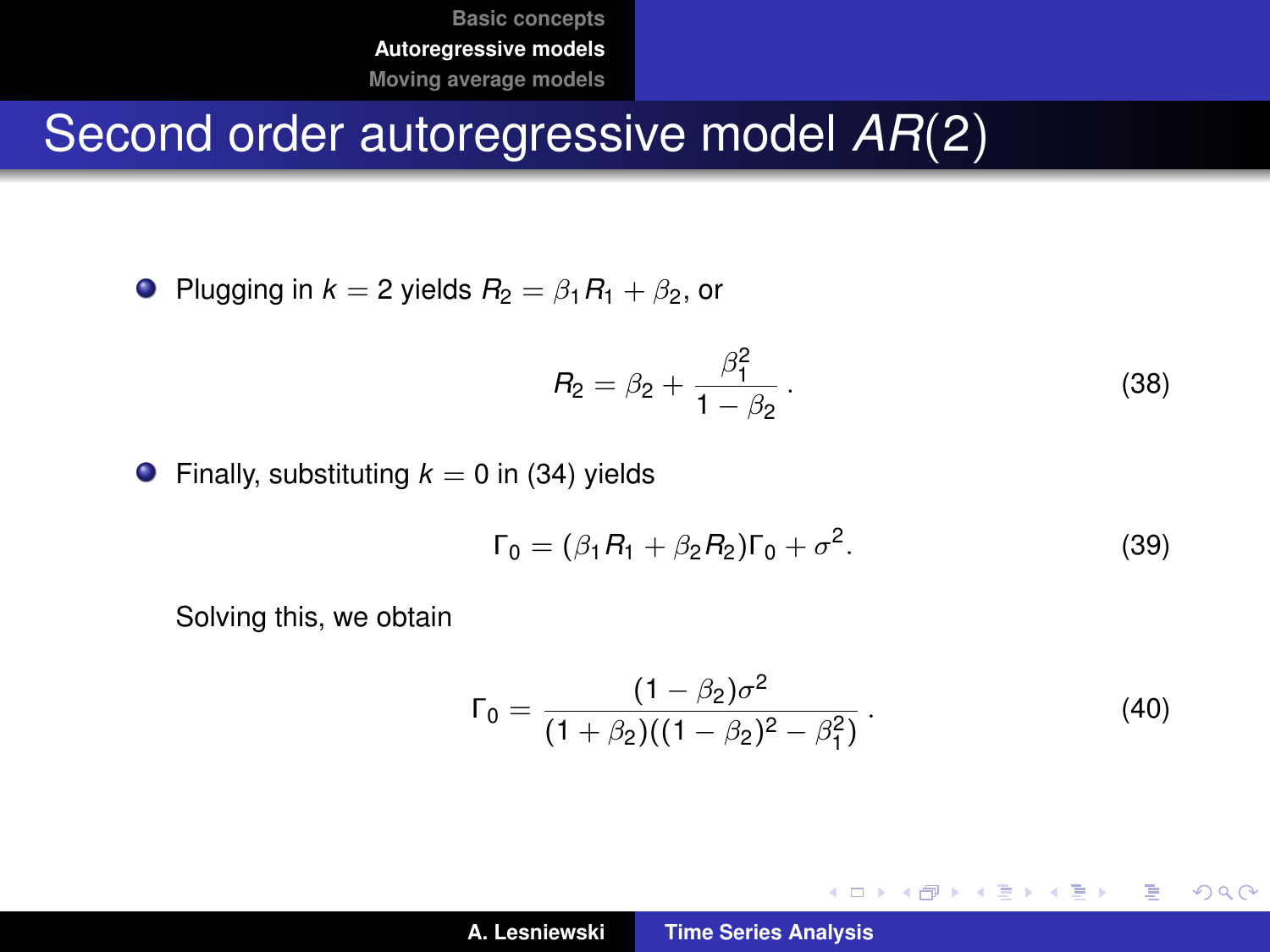# Second order autoregressive model $AR(2)$

- Plugging in $k = 2$ yields $R_2 = \beta_1 R_1 + \beta_2$, or

$$R_2 = \beta_2 + \frac{\beta_1^2}{1 - \beta_2}\,. \tag{38}$$

- Finally, substituting $k = 0$ in (34) yields

$$\Gamma_0 = (\beta_1 R_1 + \beta_2 R_2)\Gamma_0 + \sigma^2. \tag{39}$$

Solving this, we obtain

$$\Gamma_0 = \frac{(1 - \beta_2)\sigma^2}{(1 + \beta_2)((1 - \beta_2)^2 - \beta_1^2)}\,. \tag{40}$$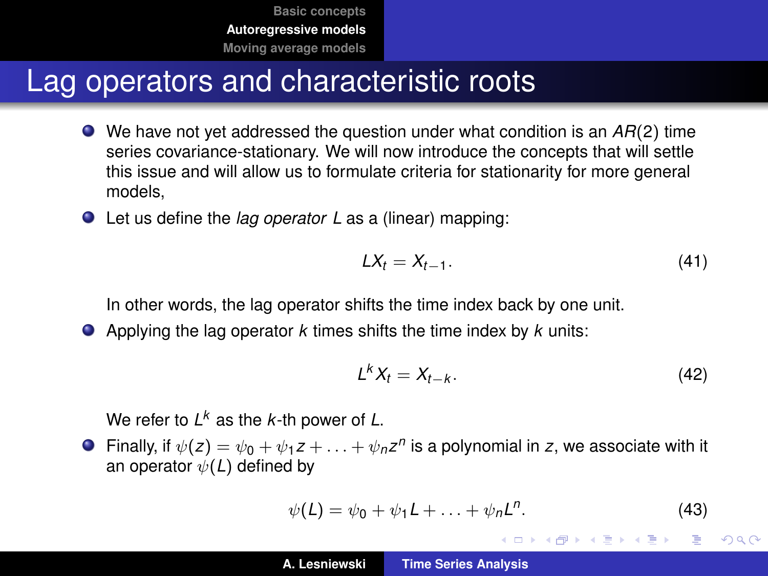# Lag operators and characteristic roots

- We have not yet addressed the question under what condition is an $AR(2)$ time series covariance-stationary. We will now introduce the concepts that will settle this issue and will allow us to formulate criteria for stationarity for more general models,
- Let us define the *lag operator* $L$ as a (linear) mapping:

$$LX_t = X_{t-1}. \tag{41}$$

In other words, the lag operator shifts the time index back by one unit.

- Applying the lag operator $k$ times shifts the time index by $k$ units:

$$L^k X_t = X_{t-k}. \tag{42}$$

We refer to $L^k$ as the $k$-th power of $L$.

- Finally, if $\psi(z) = \psi_0 + \psi_1 z + \ldots + \psi_n z^n$ is a polynomial in $z$, we associate with it an operator $\psi(L)$ defined by

$$\psi(L) = \psi_0 + \psi_1 L + \ldots + \psi_n L^n. \tag{43}$$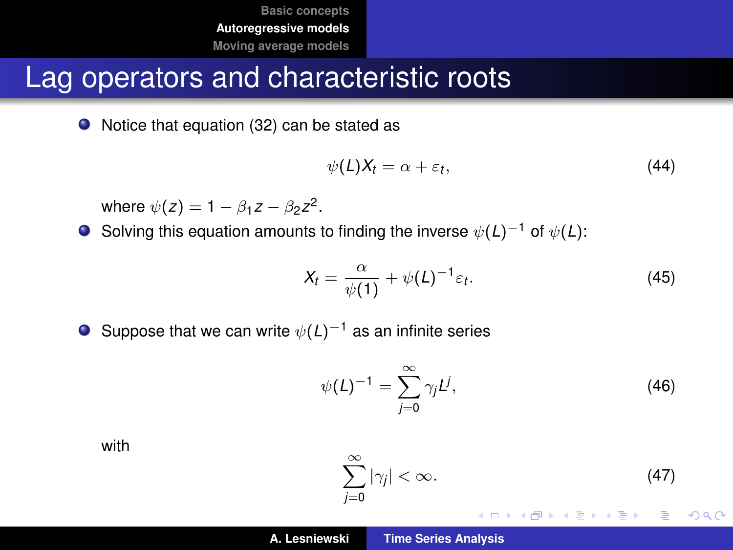# Lag operators and characteristic roots

- Notice that equation (32) can be stated as

$$\psi(L)X_t = \alpha + \varepsilon_t, \tag{44}$$

where $\psi(z) = 1 - \beta_1 z - \beta_2 z^2$.

- Solving this equation amounts to finding the inverse $\psi(L)^{-1}$ of $\psi(L)$:

$$X_t = \frac{\alpha}{\psi(1)} + \psi(L)^{-1}\varepsilon_t. \tag{45}$$

- Suppose that we can write $\psi(L)^{-1}$ as an infinite series

$$\psi(L)^{-1} = \sum_{j=0}^{\infty} \gamma_j L^j, \tag{46}$$

with

$$\sum_{j=0}^{\infty} |\gamma_j| < \infty. \tag{47}$$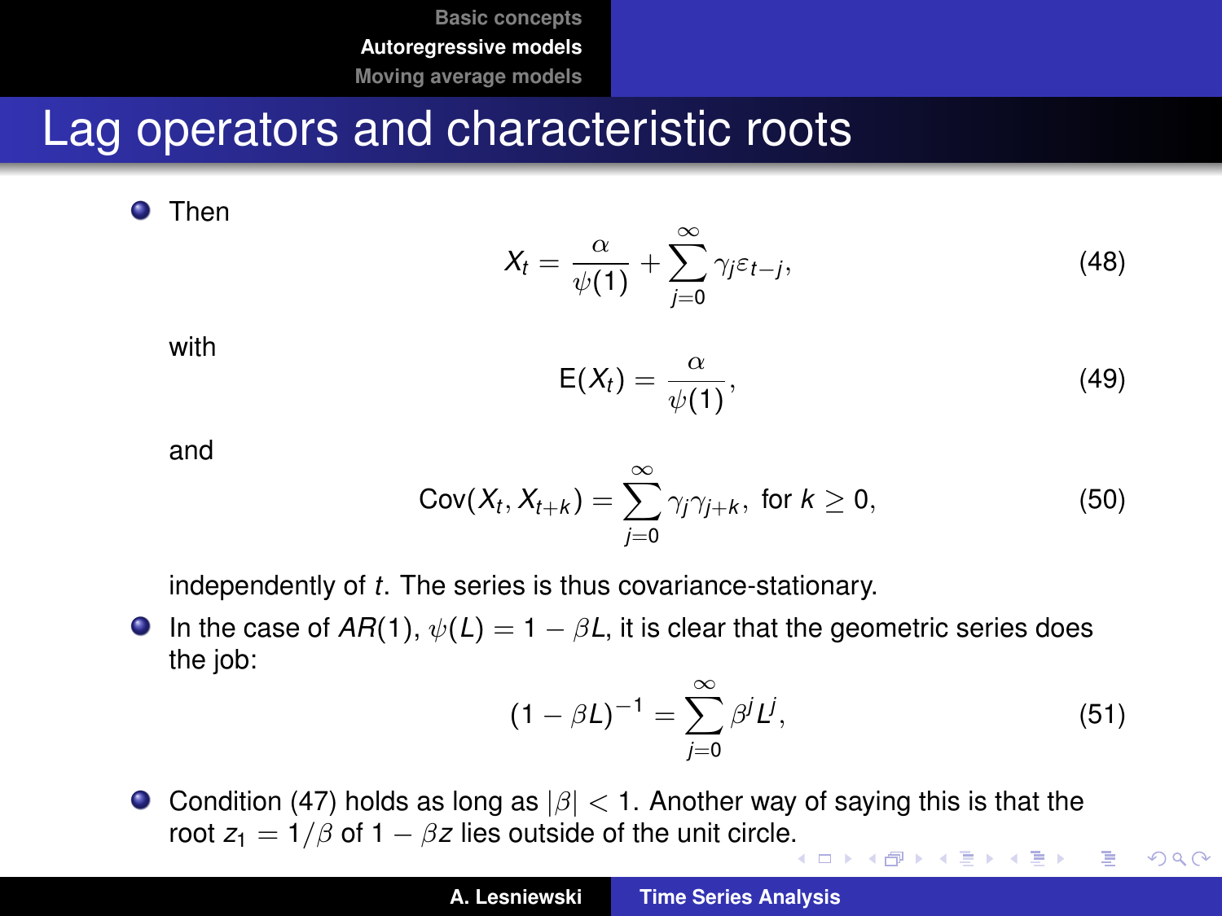# Lag operators and characteristic roots

- Then

$$X_t = \frac{\alpha}{\psi(1)} + \sum_{j=0}^{\infty} \gamma_j \varepsilon_{t-j}, \tag{48}$$

with

$$\mathsf{E}(X_t) = \frac{\alpha}{\psi(1)}, \tag{49}$$

and

$$\mathrm{Cov}(X_t, X_{t+k}) = \sum_{j=0}^{\infty} \gamma_j \gamma_{j+k}, \text{ for } k \geq 0, \tag{50}$$

independently of $t$. The series is thus covariance-stationary.

- In the case of $AR(1)$, $\psi(L) = 1 - \beta L$, it is clear that the geometric series does the job:

$$(1 - \beta L)^{-1} = \sum_{j=0}^{\infty} \beta^j L^j, \tag{51}$$

- Condition (47) holds as long as $|\beta| < 1$. Another way of saying this is that the root $z_1 = 1/\beta$ of $1 - \beta z$ lies outside of the unit circle.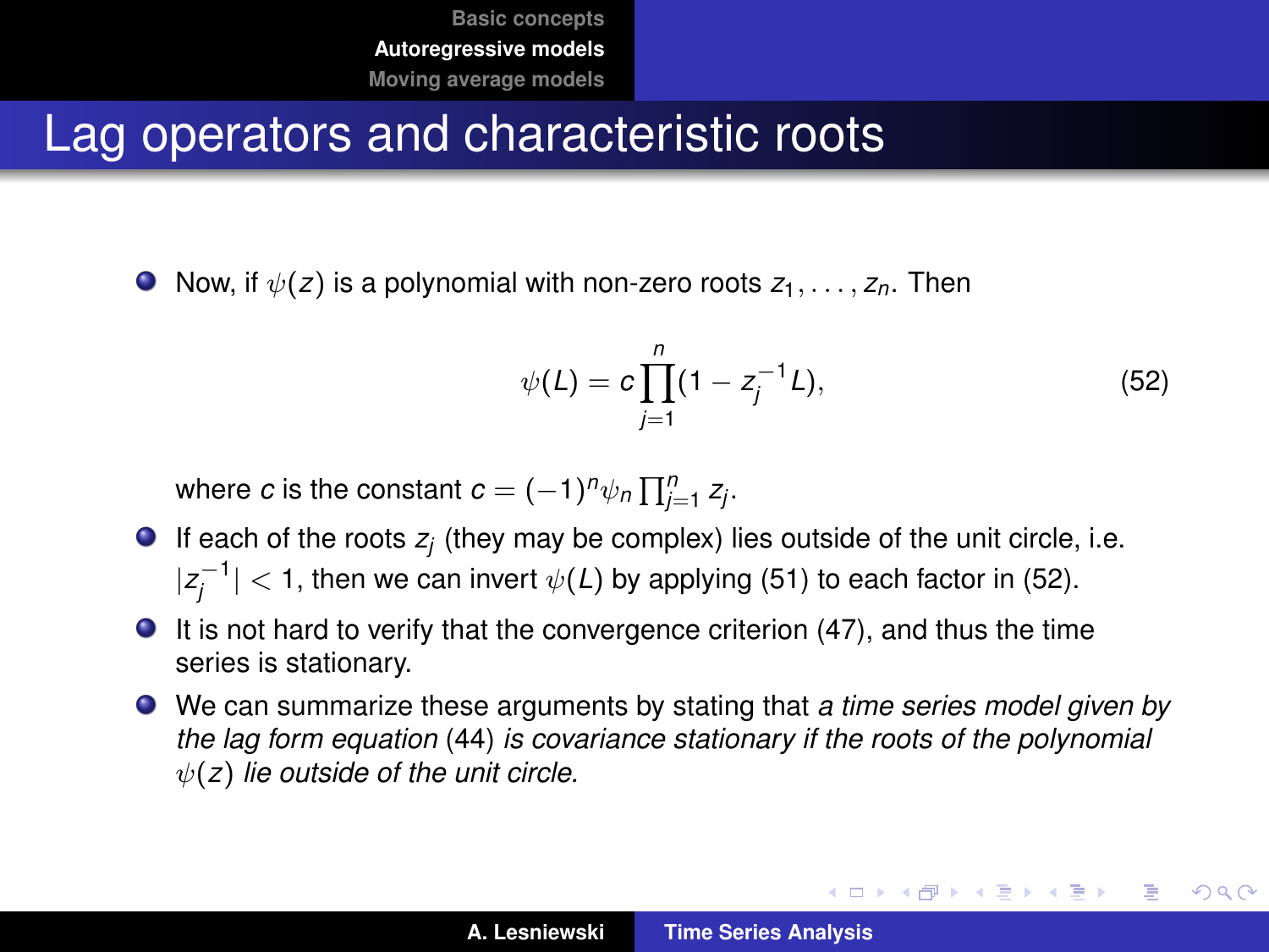# Lag operators and characteristic roots

- Now, if $\psi(z)$ is a polynomial with non-zero roots $z_1, \ldots, z_n$. Then

$$\psi(L) = c \prod_{j=1}^{n} (1 - z_j^{-1} L), \tag{52}$$

  where $c$ is the constant $c = (-1)^n \psi_n \prod_{j=1}^{n} z_j$.
- If each of the roots $z_j$ (they may be complex) lies outside of the unit circle, i.e. $|z_j^{-1}| < 1$, then we can invert $\psi(L)$ by applying (51) to each factor in (52).
- It is not hard to verify that the convergence criterion (47), and thus the time series is stationary.
- We can summarize these arguments by stating that *a time series model given by the lag form equation* (44) *is covariance stationary if the roots of the polynomial* $\psi(z)$ *lie outside of the unit circle.*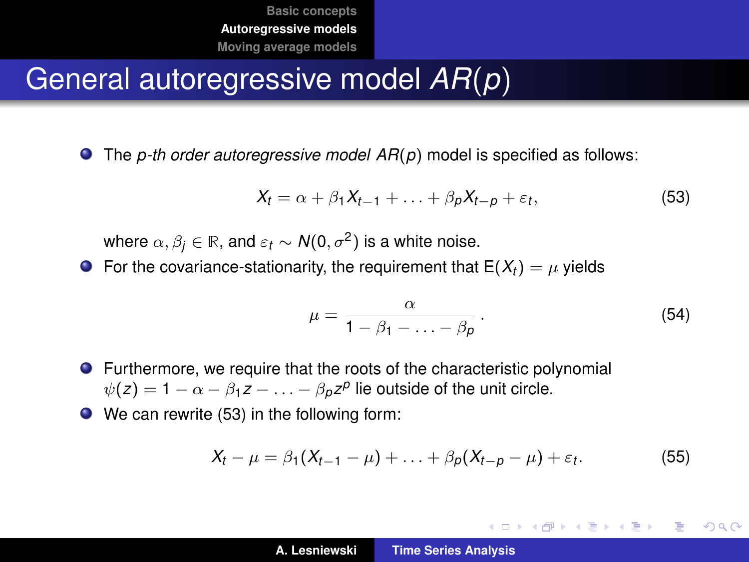# General autoregressive model $AR(p)$

- The *p-th order autoregressive model* $AR(p)$ model is specified as follows:

$$X_t = \alpha + \beta_1 X_{t-1} + \ldots + \beta_p X_{t-p} + \varepsilon_t, \tag{53}$$

where $\alpha, \beta_j \in \mathbb{R}$, and $\varepsilon_t \sim N(0, \sigma^2)$ is a white noise.

- For the covariance-stationarity, the requirement that $\mathrm{E}(X_t) = \mu$ yields

$$\mu = \frac{\alpha}{1 - \beta_1 - \ldots - \beta_p}. \tag{54}$$

- Furthermore, we require that the roots of the characteristic polynomial $\psi(z) = 1 - \alpha - \beta_1 z - \ldots - \beta_p z^p$ lie outside of the unit circle.
- We can rewrite (53) in the following form:

$$X_t - \mu = \beta_1 (X_{t-1} - \mu) + \ldots + \beta_p (X_{t-p} - \mu) + \varepsilon_t. \tag{55}$$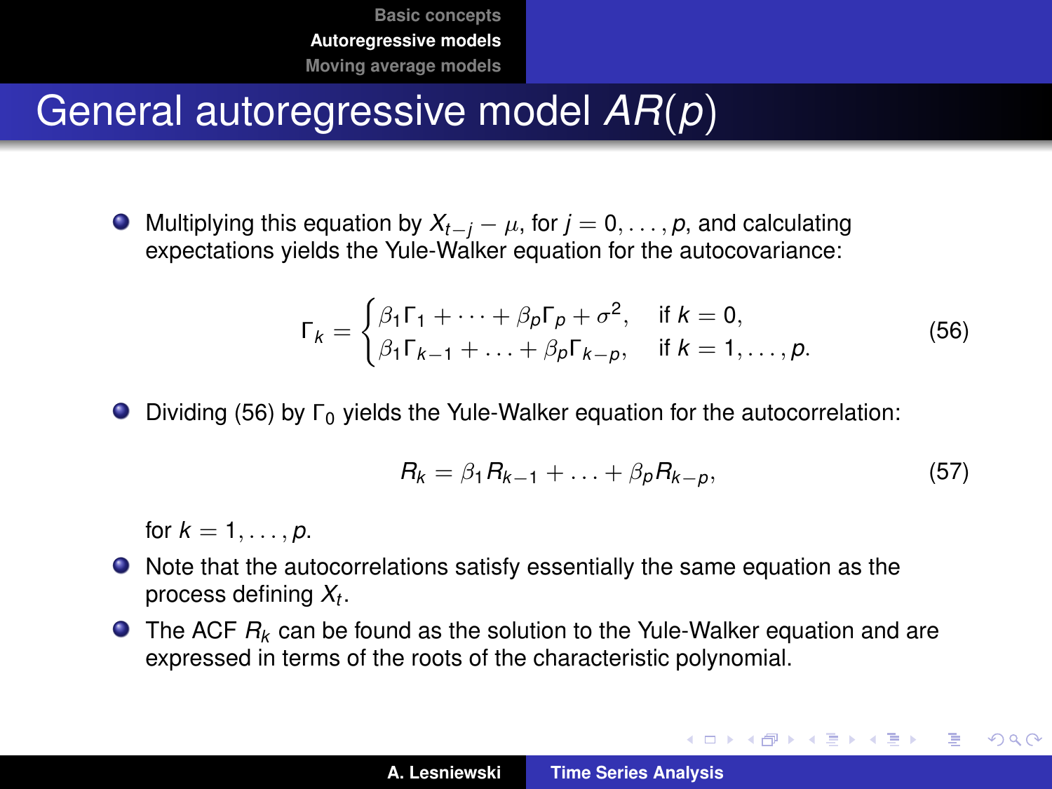# General autoregressive model $AR(p)$

- Multiplying this equation by $X_{t-j} - \mu$, for $j = 0, \ldots, p$, and calculating expectations yields the Yule-Walker equation for the autocovariance:

$$\Gamma_k = \begin{cases} \beta_1 \Gamma_1 + \cdots + \beta_p \Gamma_p + \sigma^2, & \text{if } k = 0, \\ \beta_1 \Gamma_{k-1} + \ldots + \beta_p \Gamma_{k-p}, & \text{if } k = 1, \ldots, p. \end{cases} \tag{56}$$

- Dividing (56) by $\Gamma_0$ yields the Yule-Walker equation for the autocorrelation:

$$R_k = \beta_1 R_{k-1} + \ldots + \beta_p R_{k-p}, \tag{57}$$

  for $k = 1, \ldots, p$.

- Note that the autocorrelations satisfy essentially the same equation as the process defining $X_t$.
- The ACF $R_k$ can be found as the solution to the Yule-Walker equation and are expressed in terms of the roots of the characteristic polynomial.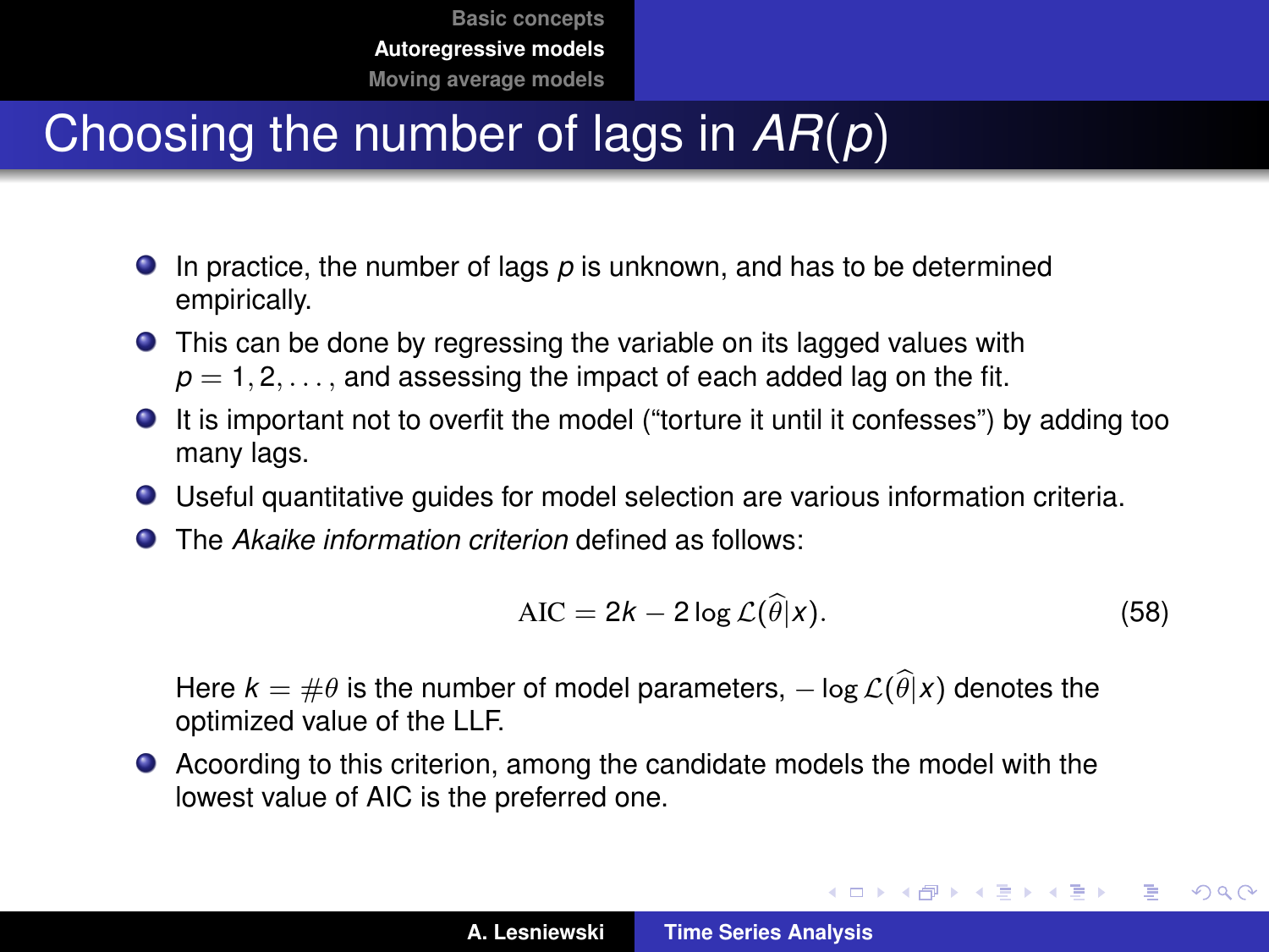# Choosing the number of lags in $AR(p)$

- In practice, the number of lags $p$ is unknown, and has to be determined empirically.
- This can be done by regressing the variable on its lagged values with $p = 1, 2, \ldots$, and assessing the impact of each added lag on the fit.
- It is important not to overfit the model ("torture it until it confesses") by adding too many lags.
- Useful quantitative guides for model selection are various information criteria.
- The *Akaike information criterion* defined as follows:

$$\mathrm{AIC} = 2k - 2\log \mathcal{L}(\widehat{\theta}|x). \tag{58}$$

  Here $k = \#\theta$ is the number of model parameters, $-\log \mathcal{L}(\widehat{\theta}|x)$ denotes the optimized value of the LLF.

- Acoording to this criterion, among the candidate models the model with the lowest value of AIC is the preferred one.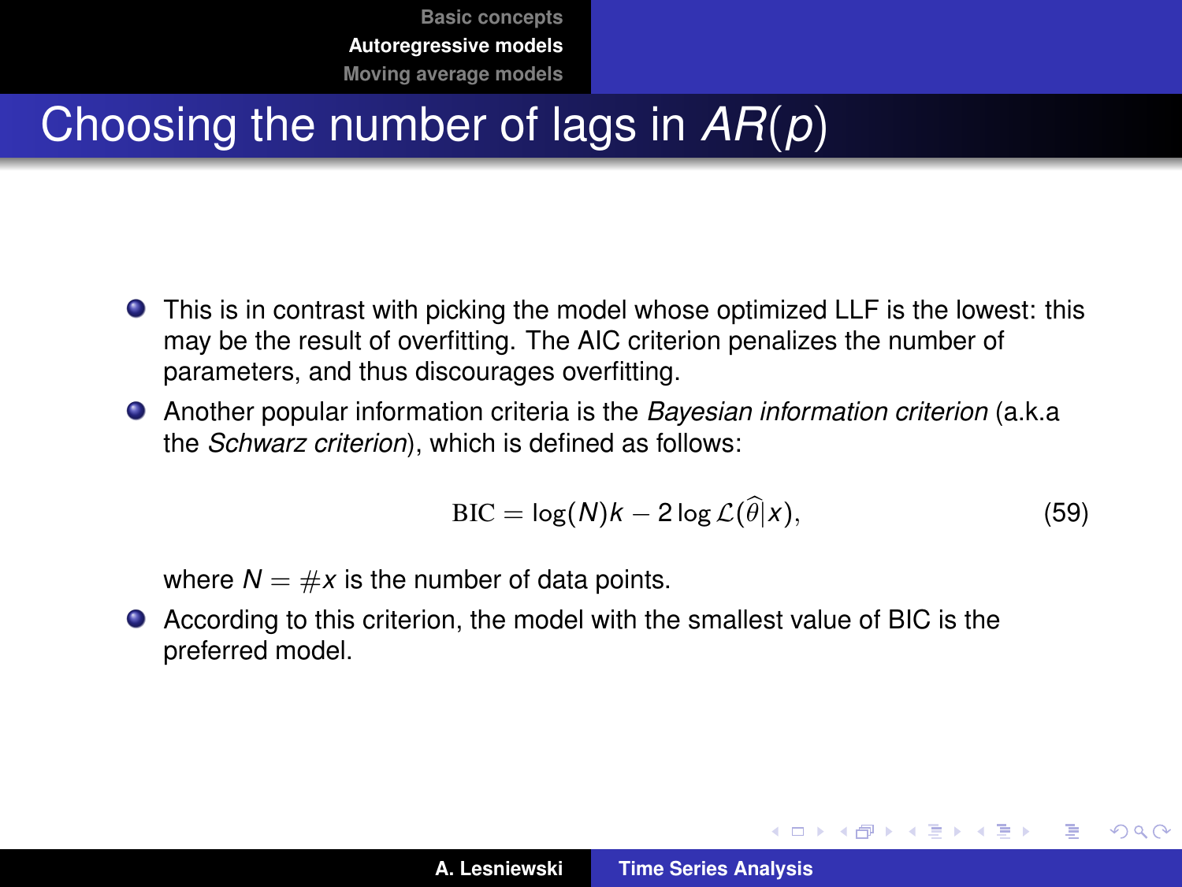# Choosing the number of lags in $AR(p)$

- This is in contrast with picking the model whose optimized LLF is the lowest: this may be the result of overfitting. The AIC criterion penalizes the number of parameters, and thus discourages overfitting.
- Another popular information criteria is the *Bayesian information criterion* (a.k.a the *Schwarz criterion*), which is defined as follows:

$$\mathrm{BIC} = \log(N)k - 2\log\mathcal{L}(\widehat{\theta}|x), \tag{59}$$

  where $N = \#x$ is the number of data points.
- According to this criterion, the model with the smallest value of BIC is the preferred model.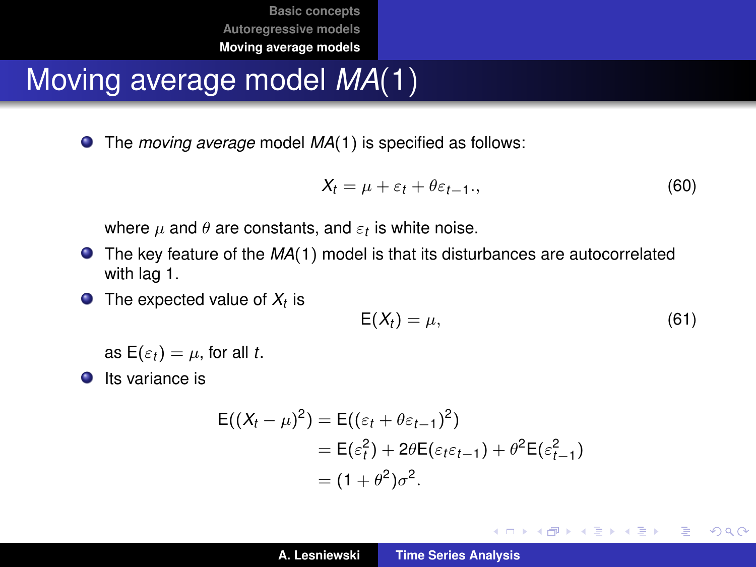# Moving average model *MA*(1)

- The *moving average* model *MA*(1) is specified as follows:

$$X_t = \mu + \varepsilon_t + \theta\varepsilon_{t-1}., \tag{60}$$

  where $\mu$ and $\theta$ are constants, and $\varepsilon_t$ is white noise.

- The key feature of the *MA*(1) model is that its disturbances are autocorrelated with lag 1.

- The expected value of $X_t$ is

$$\mathrm{E}(X_t) = \mu, \tag{61}$$

  as $\mathrm{E}(\varepsilon_t) = \mu$, for all $t$.

- Its variance is

$$\begin{aligned}
\mathrm{E}((X_t - \mu)^2) &= \mathrm{E}((\varepsilon_t + \theta\varepsilon_{t-1})^2) \\
&= \mathrm{E}(\varepsilon_t^2) + 2\theta\mathrm{E}(\varepsilon_t\varepsilon_{t-1}) + \theta^2\mathrm{E}(\varepsilon_{t-1}^2) \\
&= (1 + \theta^2)\sigma^2.
\end{aligned}$$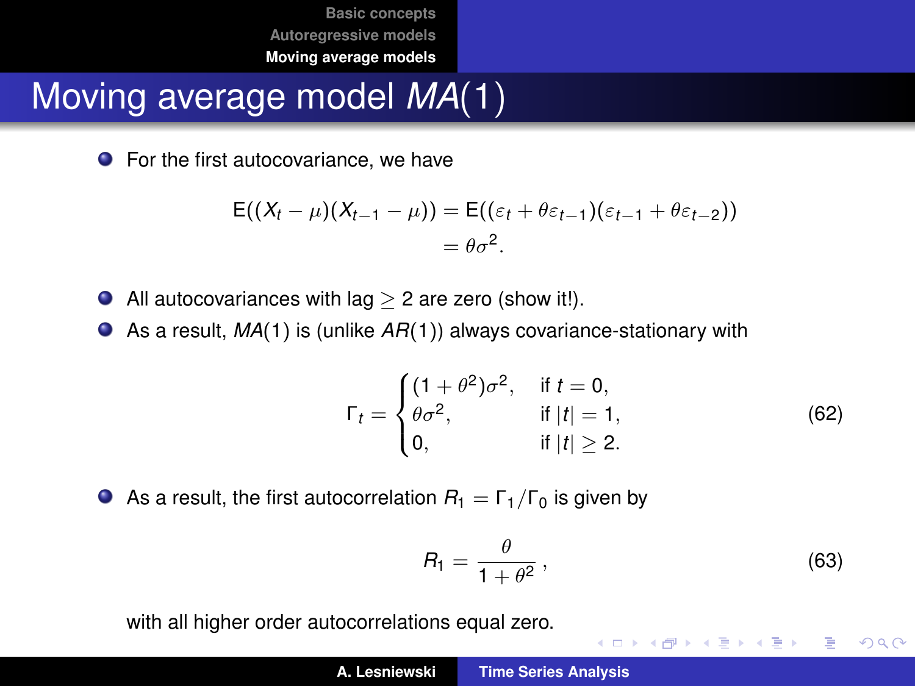# Moving average model $MA(1)$

- For the first autocovariance, we have

$$
\begin{aligned}
\mathrm{E}((X_t - \mu)(X_{t-1} - \mu)) &= \mathrm{E}((\varepsilon_t + \theta\varepsilon_{t-1})(\varepsilon_{t-1} + \theta\varepsilon_{t-2})) \\
&= \theta\sigma^2.
\end{aligned}
$$

- All autocovariances with lag $\geq 2$ are zero (show it!).
- As a result, $MA(1)$ is (unlike $AR(1)$) always covariance-stationary with

$$
\Gamma_t = \begin{cases} (1+\theta^2)\sigma^2, & \text{if } t = 0, \\ \theta\sigma^2, & \text{if } |t| = 1, \\ 0, & \text{if } |t| \geq 2. \end{cases} \tag{62}
$$

- As a result, the first autocorrelation $R_1 = \Gamma_1 / \Gamma_0$ is given by

$$
R_1 = \frac{\theta}{1+\theta^2}\,, \tag{63}
$$

with all higher order autocorrelations equal zero.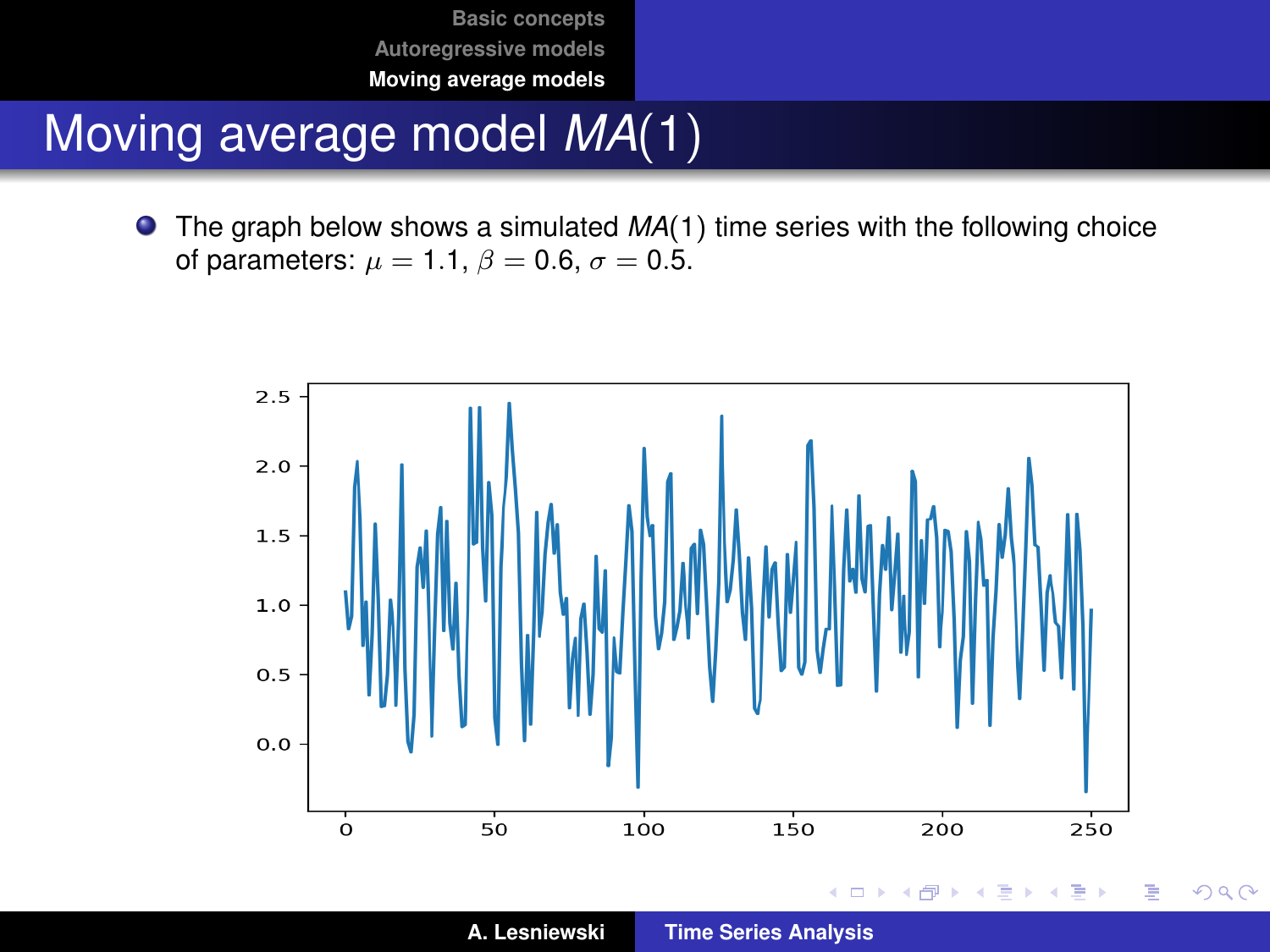# Moving average model $MA(1)$

- The graph below shows a simulated $MA(1)$ time series with the following choice of parameters: $\mu = 1.1$, $\beta = 0.6$, $\sigma = 0.5$.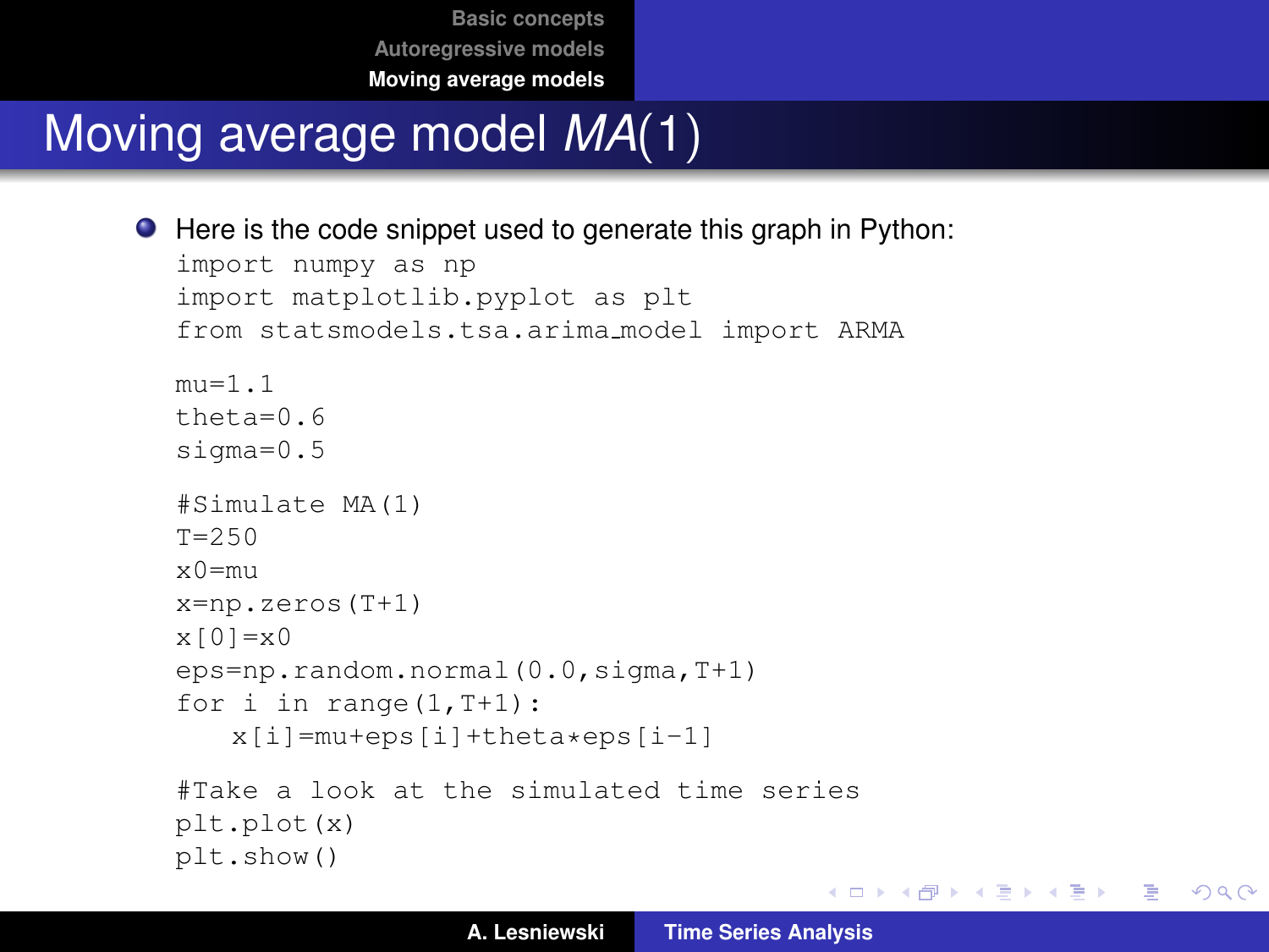# Moving average model $MA(1)$

- Here is the code snippet used to generate this graph in Python:

```
import numpy as np
import matplotlib.pyplot as plt
from statsmodels.tsa.arima_model import ARMA

mu=1.1
theta=0.6
sigma=0.5

#Simulate MA(1)
T=250
x0=mu
x=np.zeros(T+1)
x[0]=x0
eps=np.random.normal(0.0,sigma,T+1)
for i in range(1,T+1):
    x[i]=mu+eps[i]+theta*eps[i-1]

#Take a look at the simulated time series
plt.plot(x)
plt.show()
```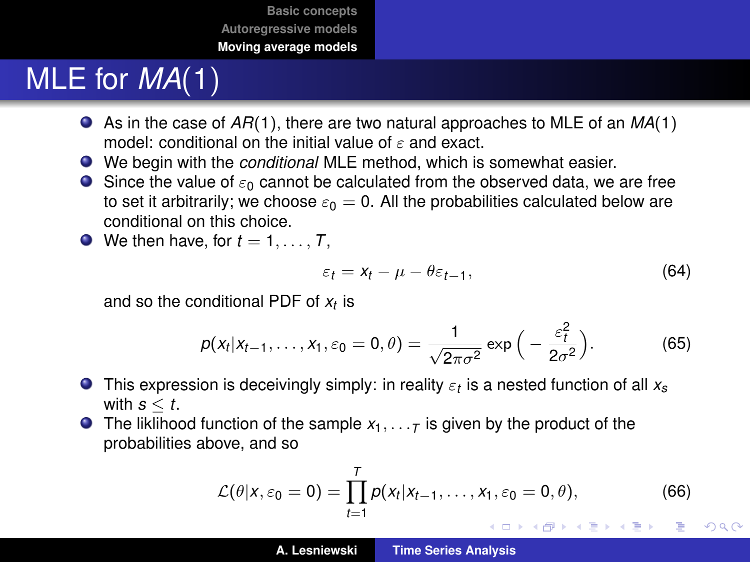# MLE for $MA(1)$

- As in the case of $AR(1)$, there are two natural approaches to MLE of an $MA(1)$ model: conditional on the initial value of $\varepsilon$ and exact.
- We begin with the *conditional* MLE method, which is somewhat easier.
- Since the value of $\varepsilon_0$ cannot be calculated from the observed data, we are free to set it arbitrarily; we choose $\varepsilon_0 = 0$. All the probabilities calculated below are conditional on this choice.
- We then have, for $t = 1, \ldots, T$,

$$\varepsilon_t = x_t - \mu - \theta\varepsilon_{t-1}, \tag{64}$$

  and so the conditional PDF of $x_t$ is

$$p(x_t | x_{t-1}, \ldots, x_1, \varepsilon_0 = 0, \theta) = \frac{1}{\sqrt{2\pi\sigma^2}} \exp\Big( -\frac{\varepsilon_t^2}{2\sigma^2} \Big). \tag{65}$$

- This expression is deceivingly simply: in reality $\varepsilon_t$ is a nested function of all $x_s$ with $s \leq t$.
- The liklihood function of the sample $x_{1}, \ldots_{T}$ is given by the product of the probabilities above, and so

$$\mathcal{L}(\theta | x, \varepsilon_0 = 0) = \prod_{t=1}^{T} p(x_t | x_{t-1}, \ldots, x_1, \varepsilon_0 = 0, \theta), \tag{66}$$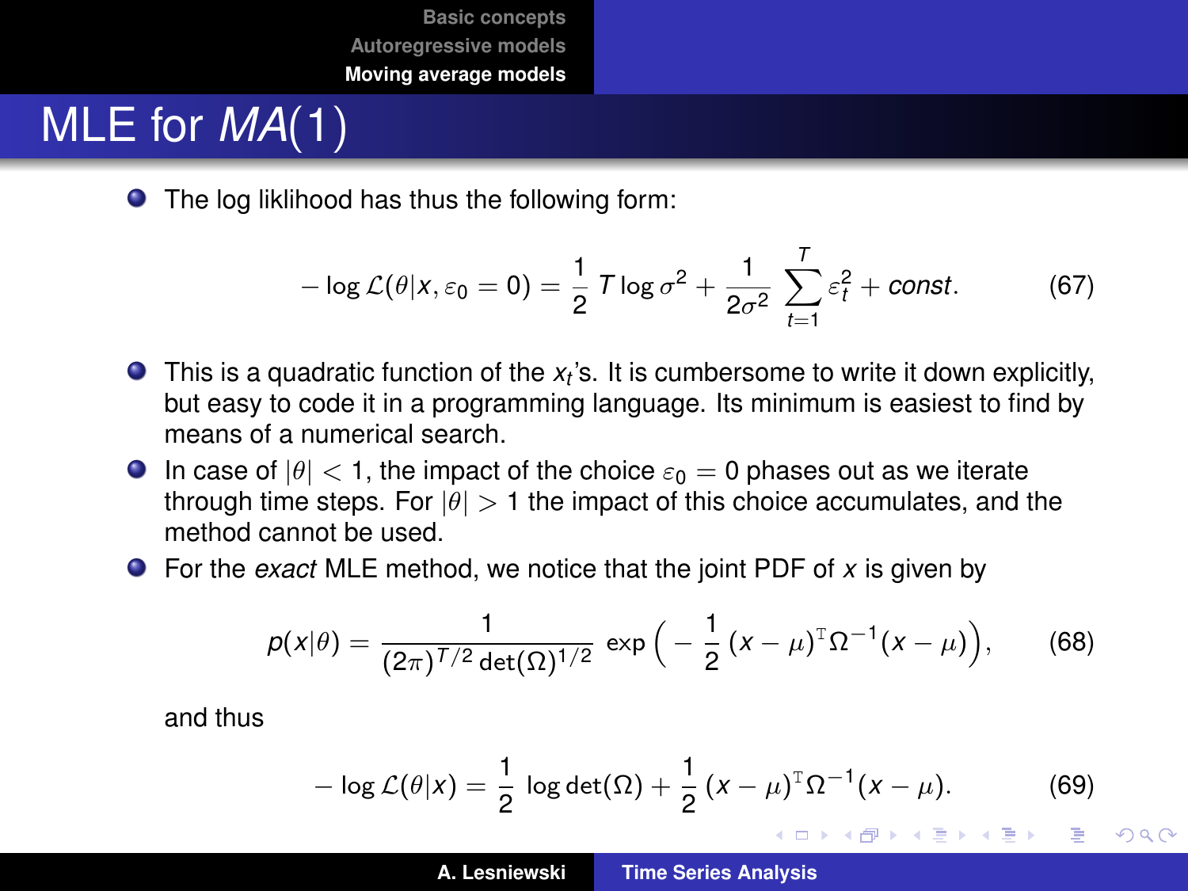# MLE for $MA(1)$

- The log liklihood has thus the following form:

$$- \log \mathcal{L}(\theta | x, \varepsilon_0 = 0) = \frac{1}{2} T \log \sigma^2 + \frac{1}{2\sigma^2} \sum_{t=1}^{T} \varepsilon_t^2 + const. \tag{67}$$

- This is a quadratic function of the $x_t$'s. It is cumbersome to write it down explicitly, but easy to code it in a programming language. Its minimum is easiest to find by means of a numerical search.
- In case of $|\theta| < 1$, the impact of the choice $\varepsilon_0 = 0$ phases out as we iterate through time steps. For $|\theta| > 1$ the impact of this choice accumulates, and the method cannot be used.
- For the *exact* MLE method, we notice that the joint PDF of $x$ is given by

$$p(x|\theta) = \frac{1}{(2\pi)^{T/2} \det(\Omega)^{1/2}} \exp\Big( - \frac{1}{2} (x - \mu)^{\mathrm{T}} \Omega^{-1} (x - \mu) \Big), \tag{68}$$

and thus

$$- \log \mathcal{L}(\theta | x) = \frac{1}{2} \log \det(\Omega) + \frac{1}{2} (x - \mu)^{\mathrm{T}} \Omega^{-1} (x - \mu). \tag{69}$$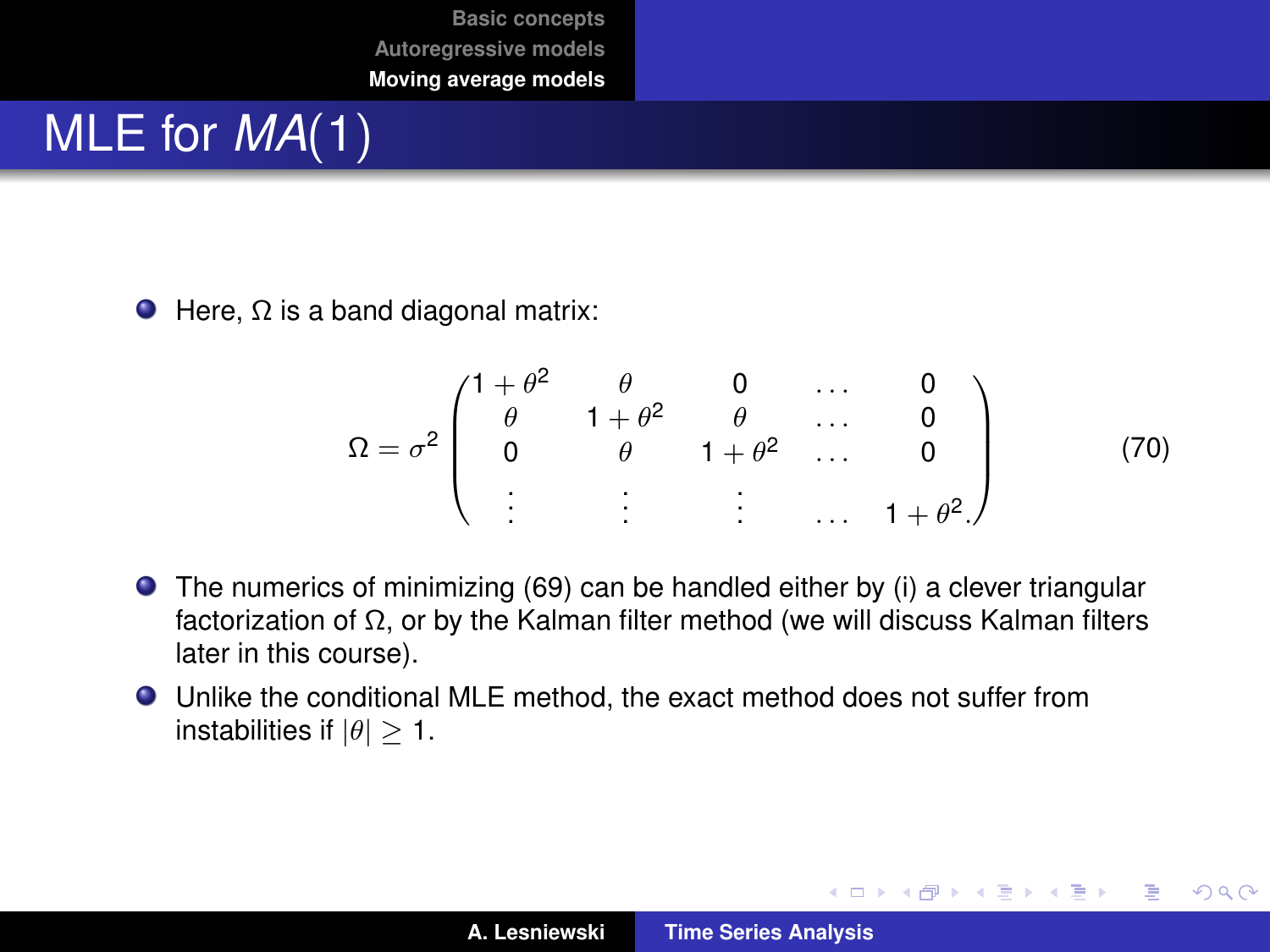# MLE for $MA(1)$

- Here, $\Omega$ is a band diagonal matrix:

$$\Omega = \sigma^2 \begin{pmatrix} 1+\theta^2 & \theta & 0 & \dots & 0 \\ \theta & 1+\theta^2 & \theta & \dots & 0 \\ 0 & \theta & 1+\theta^2 & \dots & 0 \\ \vdots & \vdots & \vdots & \dots & 1+\theta^2. \end{pmatrix} \tag{70}$$

- The numerics of minimizing (69) can be handled either by (i) a clever triangular factorization of $\Omega$, or by the Kalman filter method (we will discuss Kalman filters later in this course).
- Unlike the conditional MLE method, the exact method does not suffer from instabilities if $|\theta| \geq 1$.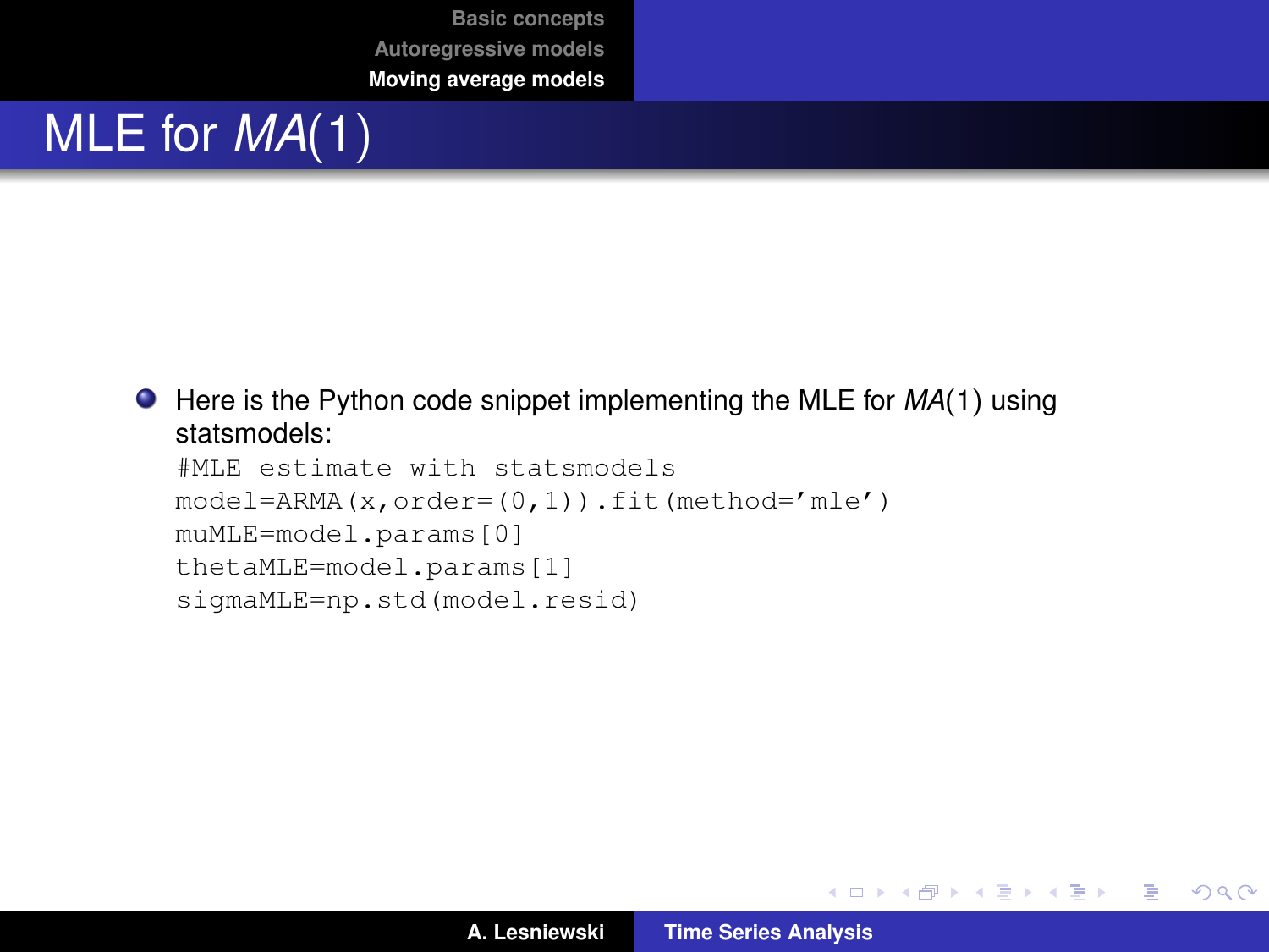# MLE for $MA(1)$

- Here is the Python code snippet implementing the MLE for $MA(1)$ using statsmodels:

```
#MLE estimate with statsmodels
model=ARMA(x,order=(0,1)).fit(method='mle')
muMLE=model.params[0]
thetaMLE=model.params[1]
sigmaMLE=np.std(model.resid)
```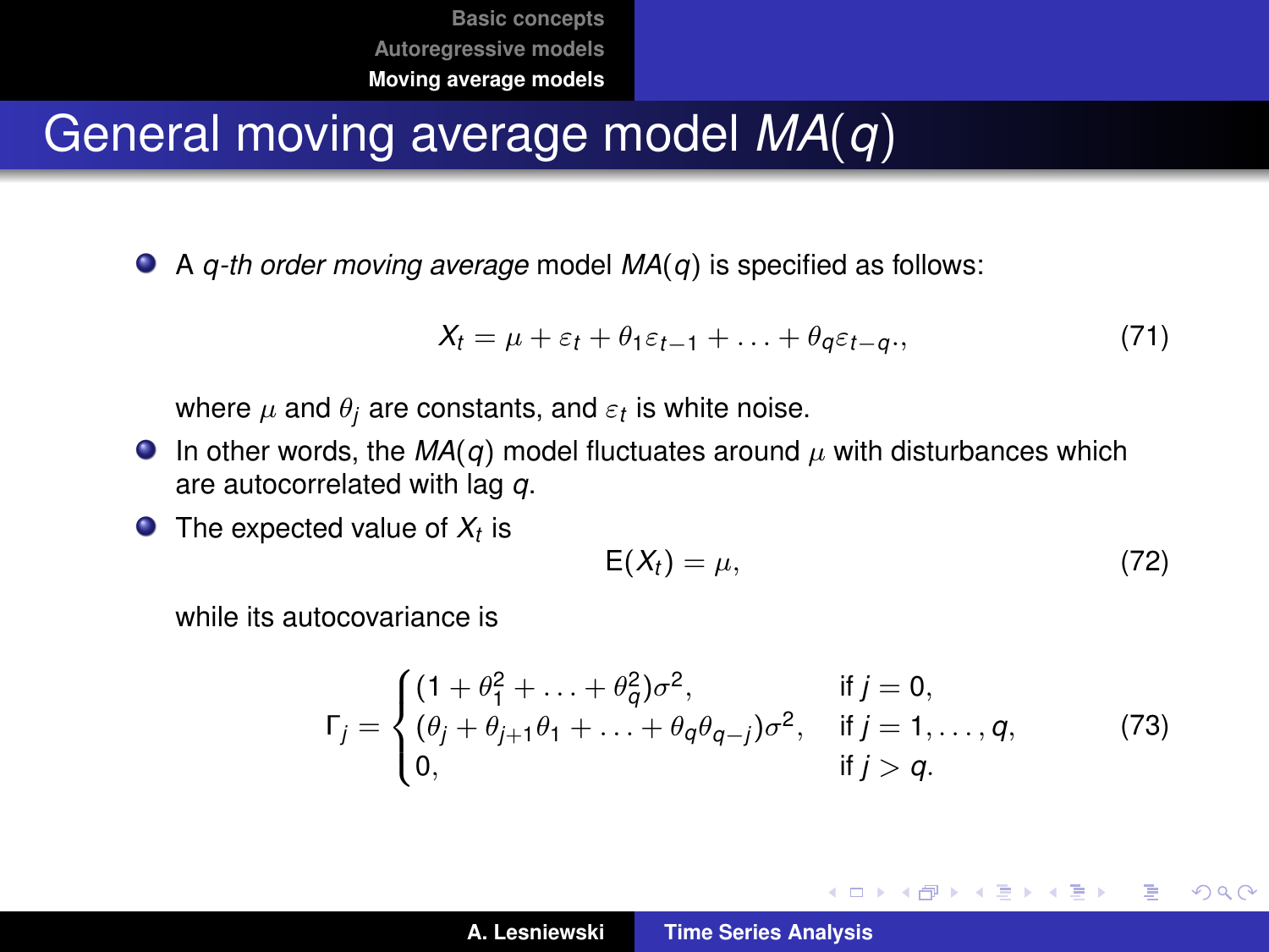# General moving average model $MA(q)$

- A *q-th order moving average* model $MA(q)$ is specified as follows:

$$X_t = \mu + \varepsilon_t + \theta_1 \varepsilon_{t-1} + \ldots + \theta_q \varepsilon_{t-q}., \tag{71}$$

  where $\mu$ and $\theta_j$ are constants, and $\varepsilon_t$ is white noise.

- In other words, the $MA(q)$ model fluctuates around $\mu$ with disturbances which are autocorrelated with lag $q$.

- The expected value of $X_t$ is

$$\mathsf{E}(X_t) = \mu, \tag{72}$$

  while its autocovariance is

$$\Gamma_j = \begin{cases} (1 + \theta_1^2 + \ldots + \theta_q^2)\sigma^2, & \text{if } j = 0, \\ (\theta_j + \theta_{j+1}\theta_1 + \ldots + \theta_q \theta_{q-j})\sigma^2, & \text{if } j = 1, \ldots, q, \\ 0, & \text{if } j > q. \end{cases} \tag{73}$$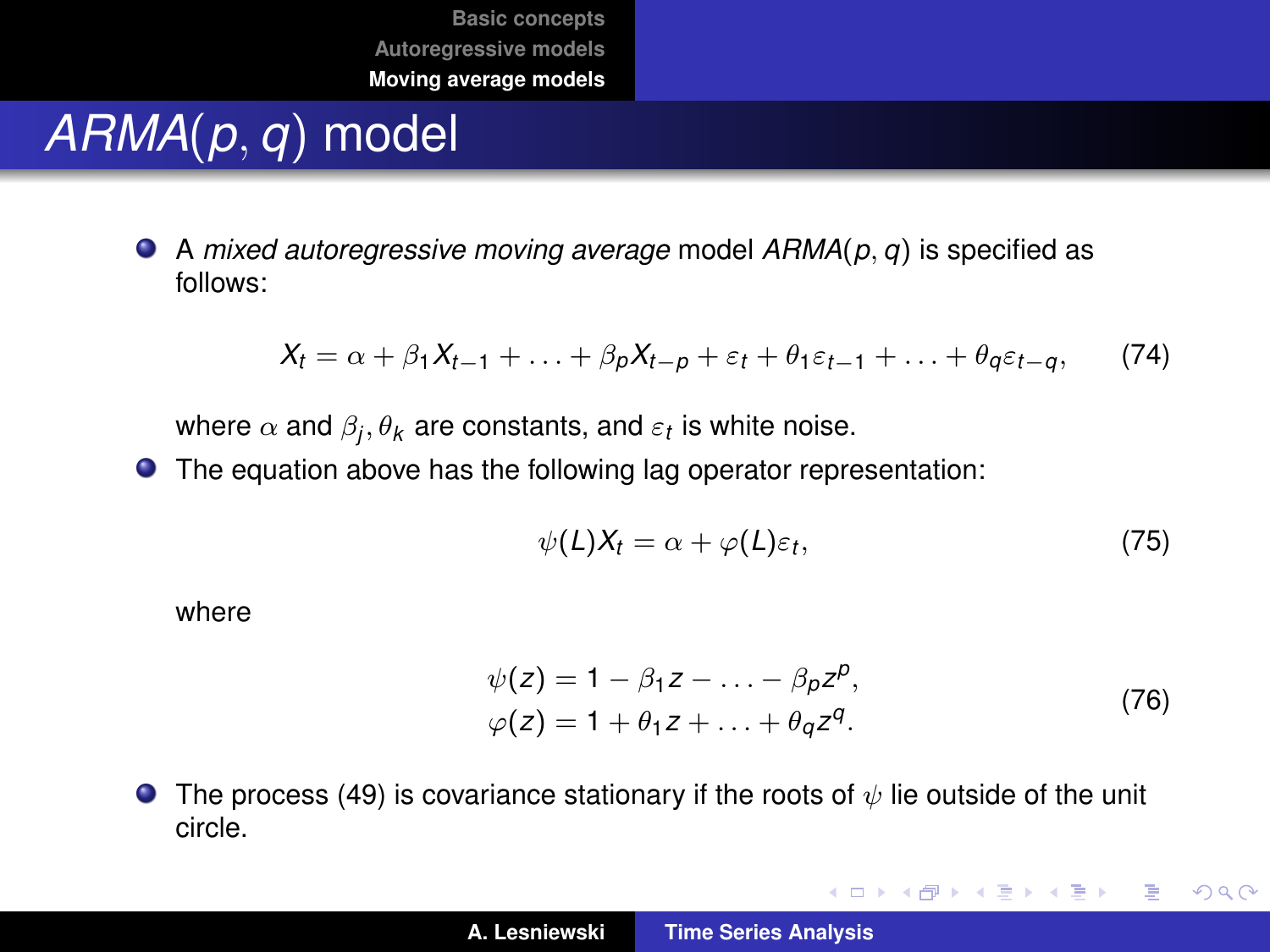# *ARMA*(*p*, *q*) model

- A *mixed autoregressive moving average* model *ARMA*(*p*, *q*) is specified as follows:

$$X_t = \alpha + \beta_1 X_{t-1} + \ldots + \beta_p X_{t-p} + \varepsilon_t + \theta_1 \varepsilon_{t-1} + \ldots + \theta_q \varepsilon_{t-q}, \tag{74}$$

  where $\alpha$ and $\beta_j, \theta_k$ are constants, and $\varepsilon_t$ is white noise.

- The equation above has the following lag operator representation:

$$\psi(L) X_t = \alpha + \varphi(L) \varepsilon_t, \tag{75}$$

  where

$$\begin{aligned} \psi(z) &= 1 - \beta_1 z - \ldots - \beta_p z^p, \\ \varphi(z) &= 1 + \theta_1 z + \ldots + \theta_q z^q. \end{aligned} \tag{76}$$

- The process (49) is covariance stationary if the roots of $\psi$ lie outside of the unit circle.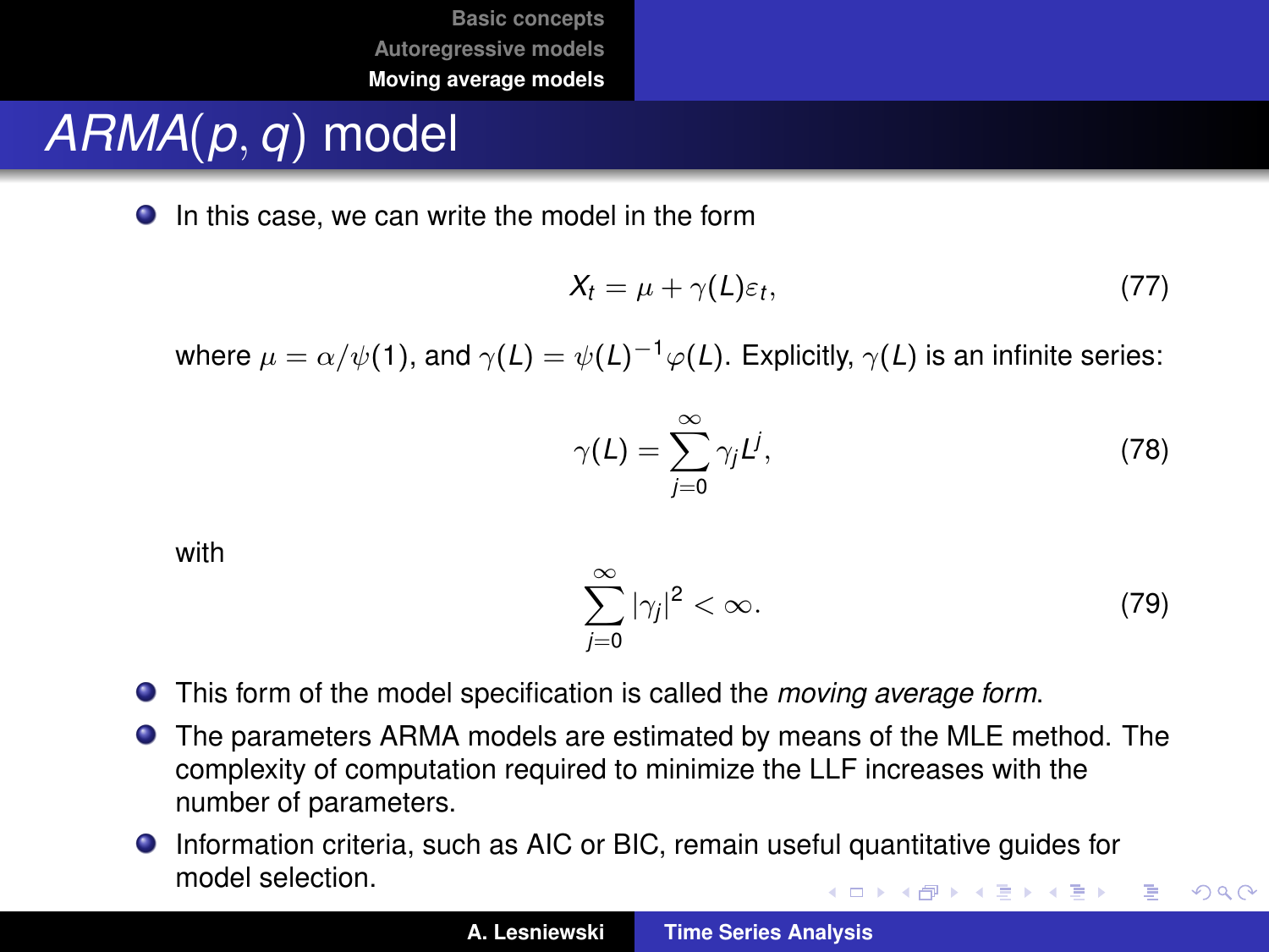# $ARMA(p, q)$ model

- In this case, we can write the model in the form

$$X_t = \mu + \gamma(L)\varepsilon_t, \tag{77}$$

where $\mu = \alpha/\psi(1)$, and $\gamma(L) = \psi(L)^{-1}\varphi(L)$. Explicitly, $\gamma(L)$ is an infinite series:

$$\gamma(L) = \sum_{j=0}^{\infty} \gamma_j L^j, \tag{78}$$

with

$$\sum_{j=0}^{\infty} |\gamma_j|^2 < \infty. \tag{79}$$

- This form of the model specification is called the *moving average form*.
- The parameters ARMA models are estimated by means of the MLE method. The complexity of computation required to minimize the LLF increases with the number of parameters.
- Information criteria, such as AIC or BIC, remain useful quantitative guides for model selection.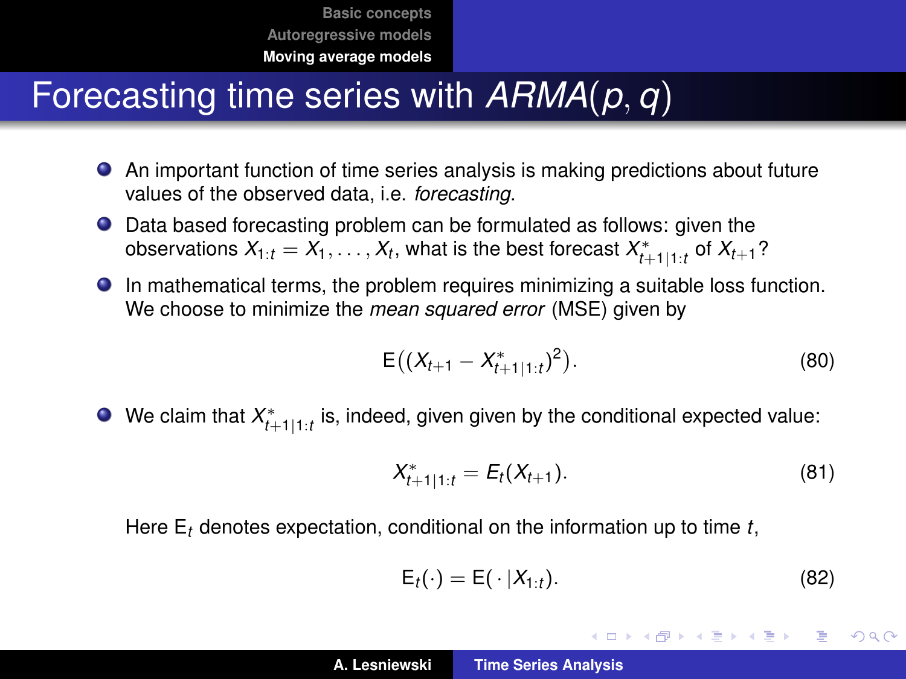# Forecasting time series with $ARMA(p, q)$

- An important function of time series analysis is making predictions about future values of the observed data, i.e. *forecasting*.
- Data based forecasting problem can be formulated as follows: given the observations $X_{1:t} = X_1, \ldots, X_t$, what is the best forecast $X^*_{t+1|1:t}$ of $X_{t+1}$?
- In mathematical terms, the problem requires minimizing a suitable loss function. We choose to minimize the *mean squared error* (MSE) given by

$$\mathrm{E}\big((X_{t+1} - X^*_{t+1|1:t})^2\big). \tag{80}$$

- We claim that $X^*_{t+1|1:t}$ is, indeed, given given by the conditional expected value:

$$X^*_{t+1|1:t} = E_t(X_{t+1}). \tag{81}$$

Here $\mathrm{E}_t$ denotes expectation, conditional on the information up to time $t$,

$$\mathrm{E}_t(\cdot) = \mathrm{E}(\,\cdot\,|X_{1:t}). \tag{82}$$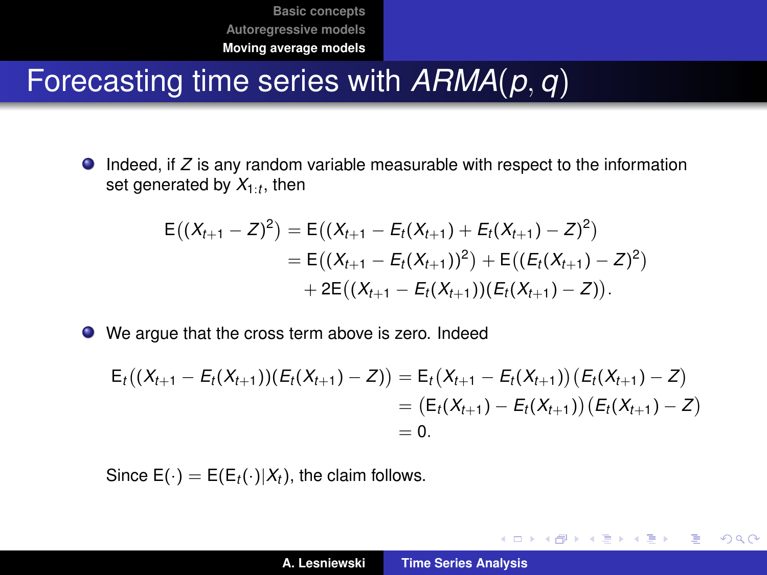# Forecasting time series with $ARMA(p, q)$

- Indeed, if $Z$ is any random variable measurable with respect to the information set generated by $X_{1:t}$, then

$$
\begin{aligned}
\mathrm{E}\big((X_{t+1} - Z)^2\big) &= \mathrm{E}\big((X_{t+1} - E_t(X_{t+1}) + E_t(X_{t+1}) - Z)^2\big) \\
&= \mathrm{E}\big((X_{t+1} - E_t(X_{t+1}))^2\big) + \mathrm{E}\big((E_t(X_{t+1}) - Z)^2\big) \\
&\quad + 2\mathrm{E}\big((X_{t+1} - E_t(X_{t+1}))(E_t(X_{t+1}) - Z)\big).
\end{aligned}
$$

- We argue that the cross term above is zero. Indeed

$$
\begin{aligned}
\mathrm{E}_t\big((X_{t+1} - E_t(X_{t+1}))(E_t(X_{t+1}) - Z)\big) &= \mathrm{E}_t\big(X_{t+1} - E_t(X_{t+1})\big)\big(E_t(X_{t+1}) - Z\big) \\
&= \big(\mathrm{E}_t(X_{t+1}) - E_t(X_{t+1})\big)\big(E_t(X_{t+1}) - Z\big) \\
&= 0.
\end{aligned}
$$

Since $\mathrm{E}(\cdot) = \mathrm{E}(\mathrm{E}_t(\cdot)|X_t)$, the claim follows.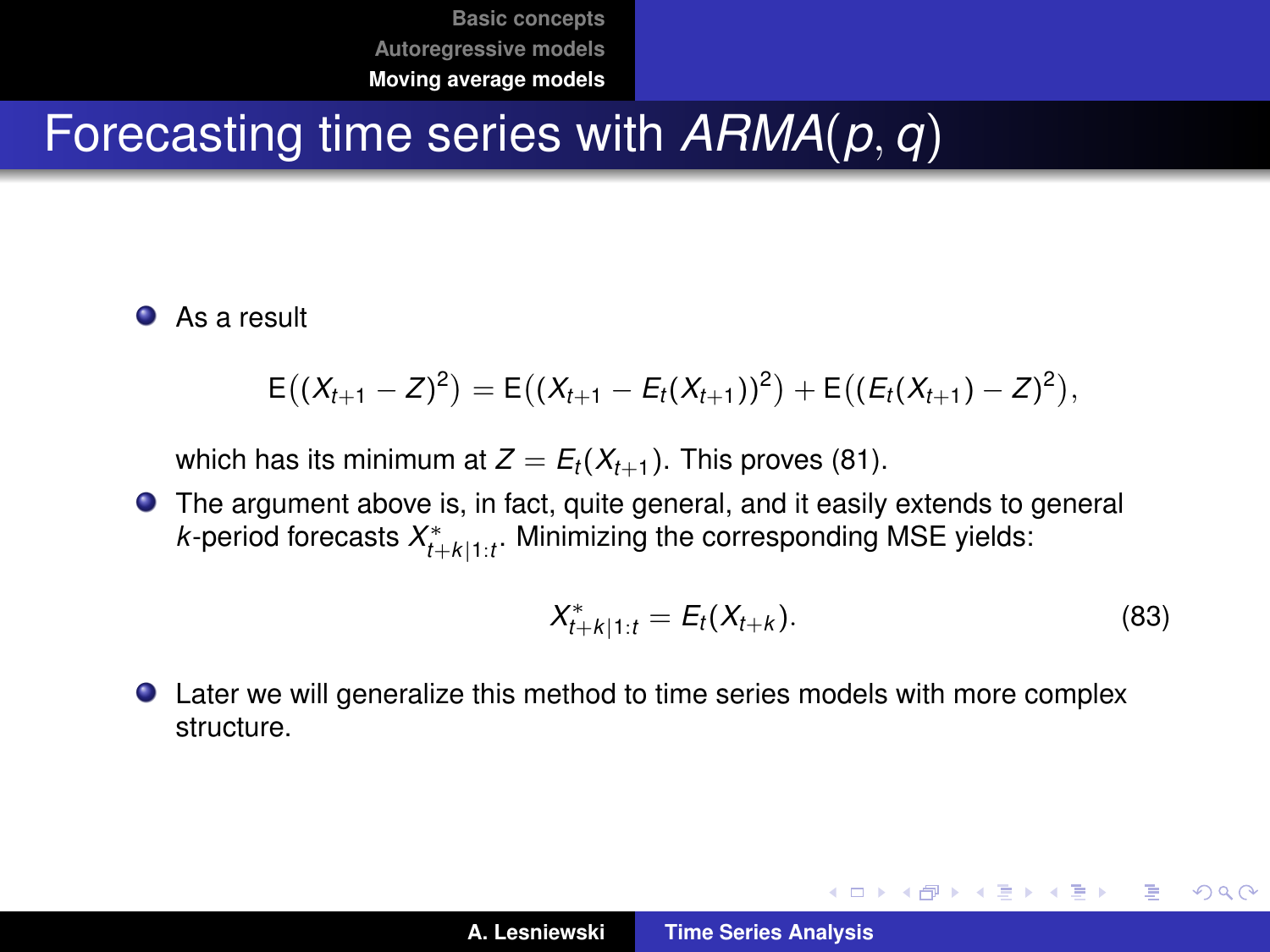# Forecasting time series with $ARMA(p, q)$

- As a result

$$\mathsf{E}\big((X_{t+1} - Z)^2\big) = \mathsf{E}\big((X_{t+1} - E_t(X_{t+1}))^2\big) + \mathsf{E}\big((E_t(X_{t+1}) - Z)^2\big),$$

  which has its minimum at $Z = E_t(X_{t+1})$. This proves (81).

- The argument above is, in fact, quite general, and it easily extends to general $k$-period forecasts $X^*_{t+k|1:t}$. Minimizing the corresponding MSE yields:

$$X^*_{t+k|1:t} = E_t(X_{t+k}). \tag{83}$$

- Later we will generalize this method to time series models with more complex structure.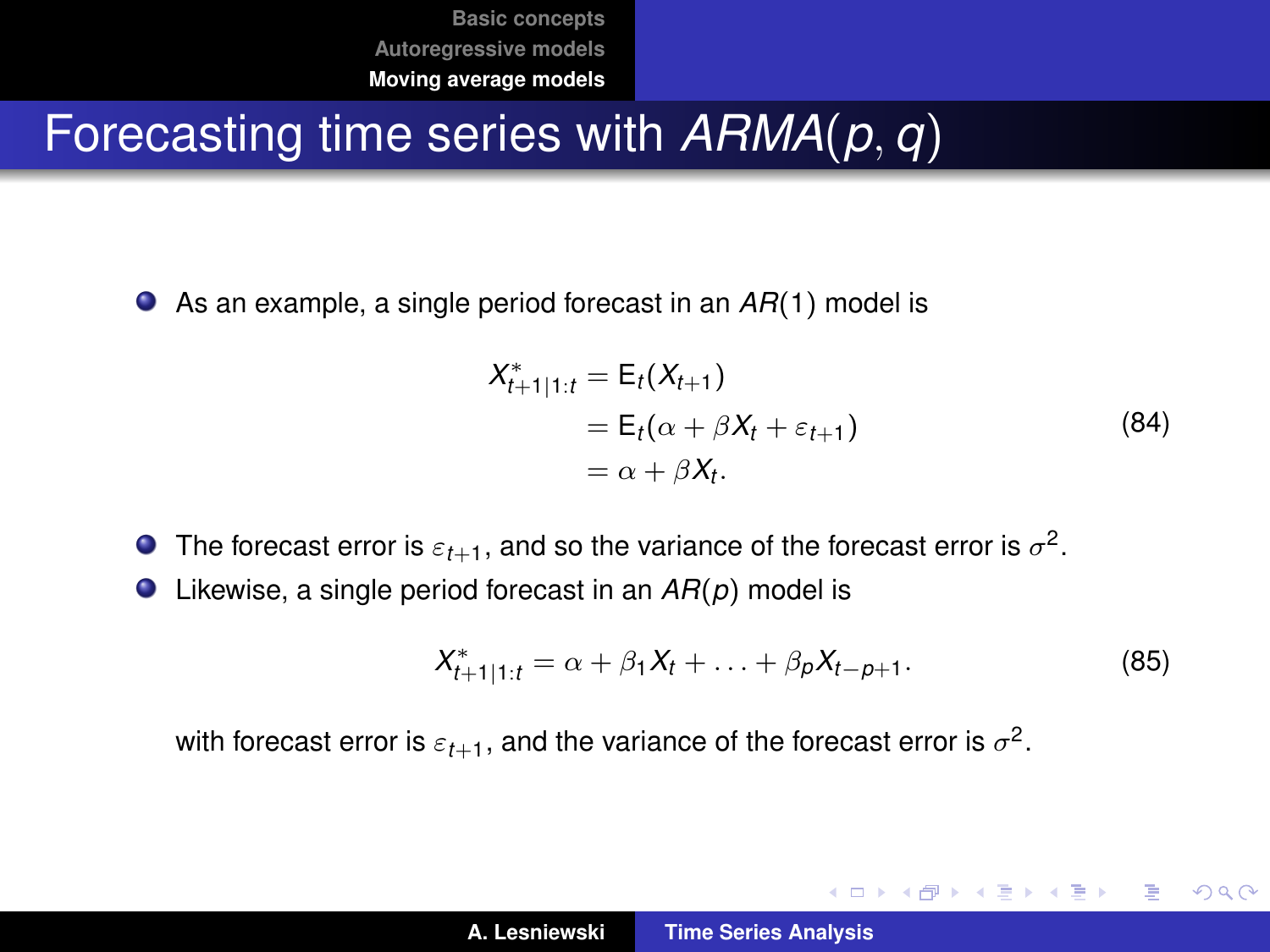# Forecasting time series with $ARMA(p, q)$

- As an example, a single period forecast in an $AR(1)$ model is

$$
\begin{aligned}
X^*_{t+1|1:t} &= \mathsf{E}_t(X_{t+1}) \\
&= \mathsf{E}_t(\alpha + \beta X_t + \varepsilon_{t+1}) \\
&= \alpha + \beta X_t .
\end{aligned}
\tag{84}
$$

- The forecast error is $\varepsilon_{t+1}$, and so the variance of the forecast error is $\sigma^2$.
- Likewise, a single period forecast in an $AR(p)$ model is

$$
X^*_{t+1|1:t} = \alpha + \beta_1 X_t + \ldots + \beta_p X_{t-p+1} .
\tag{85}
$$

with forecast error is $\varepsilon_{t+1}$, and the variance of the forecast error is $\sigma^2$.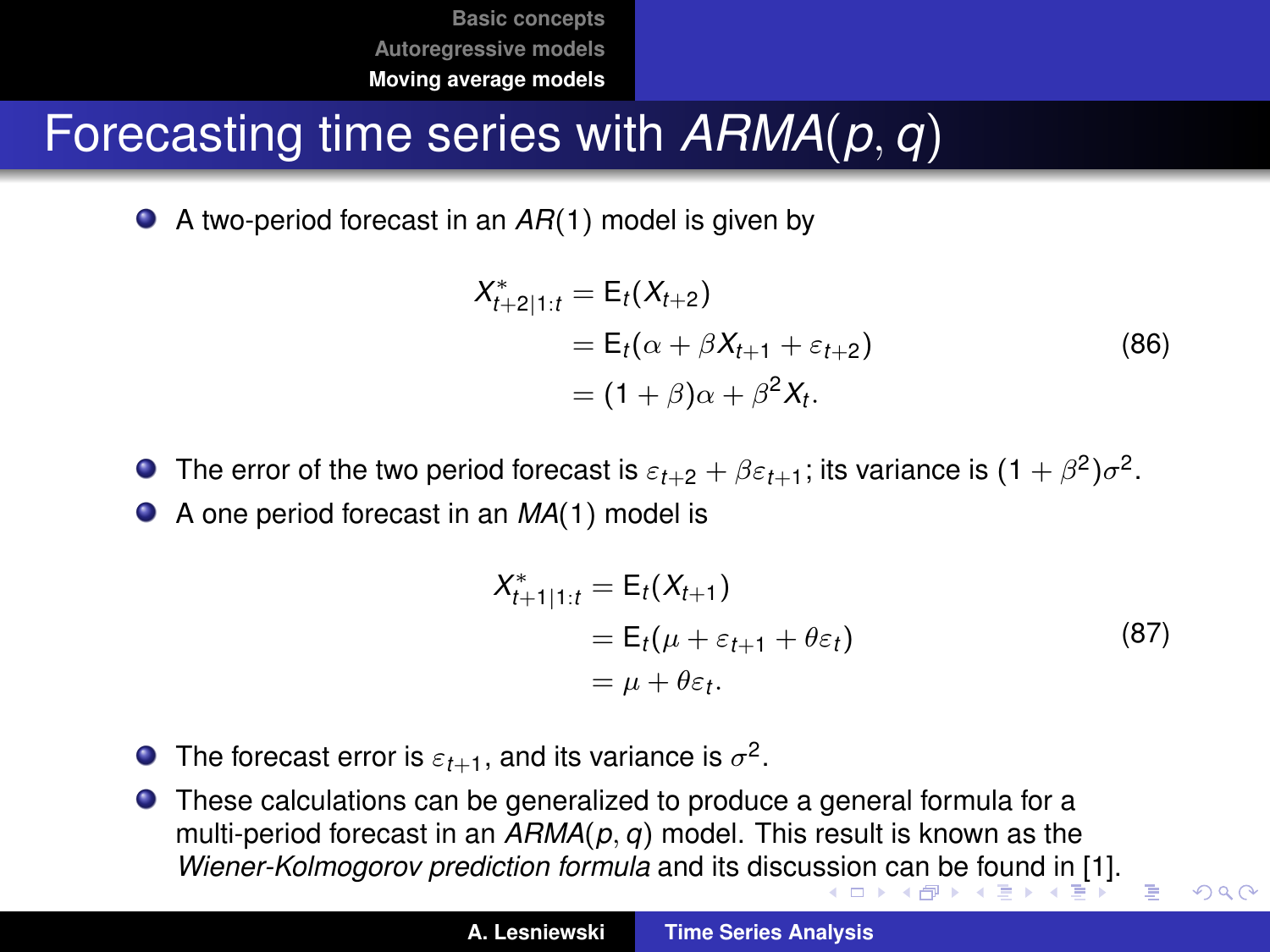# Forecasting time series with *ARMA*(*p*, *q*)

- A two-period forecast in an *AR*(1) model is given by

$$
\begin{aligned}
X^*_{t+2|1:t} &= \mathsf{E}_t(X_{t+2}) \\
&= \mathsf{E}_t(\alpha + \beta X_{t+1} + \varepsilon_{t+2}) \\
&= (1+\beta)\alpha + \beta^2 X_t.
\end{aligned}
\tag{86}
$$

- The error of the two period forecast is $\varepsilon_{t+2} + \beta\varepsilon_{t+1}$; its variance is $(1+\beta^2)\sigma^2$.
- A one period forecast in an *MA*(1) model is

$$
\begin{aligned}
X^*_{t+1|1:t} &= \mathsf{E}_t(X_{t+1}) \\
&= \mathsf{E}_t(\mu + \varepsilon_{t+1} + \theta\varepsilon_t) \\
&= \mu + \theta\varepsilon_t.
\end{aligned}
\tag{87}
$$

- The forecast error is $\varepsilon_{t+1}$, and its variance is $\sigma^2$.
- These calculations can be generalized to produce a general formula for a multi-period forecast in an *ARMA*(*p*, *q*) model. This result is known as the *Wiener-Kolmogorov prediction formula* and its discussion can be found in [1].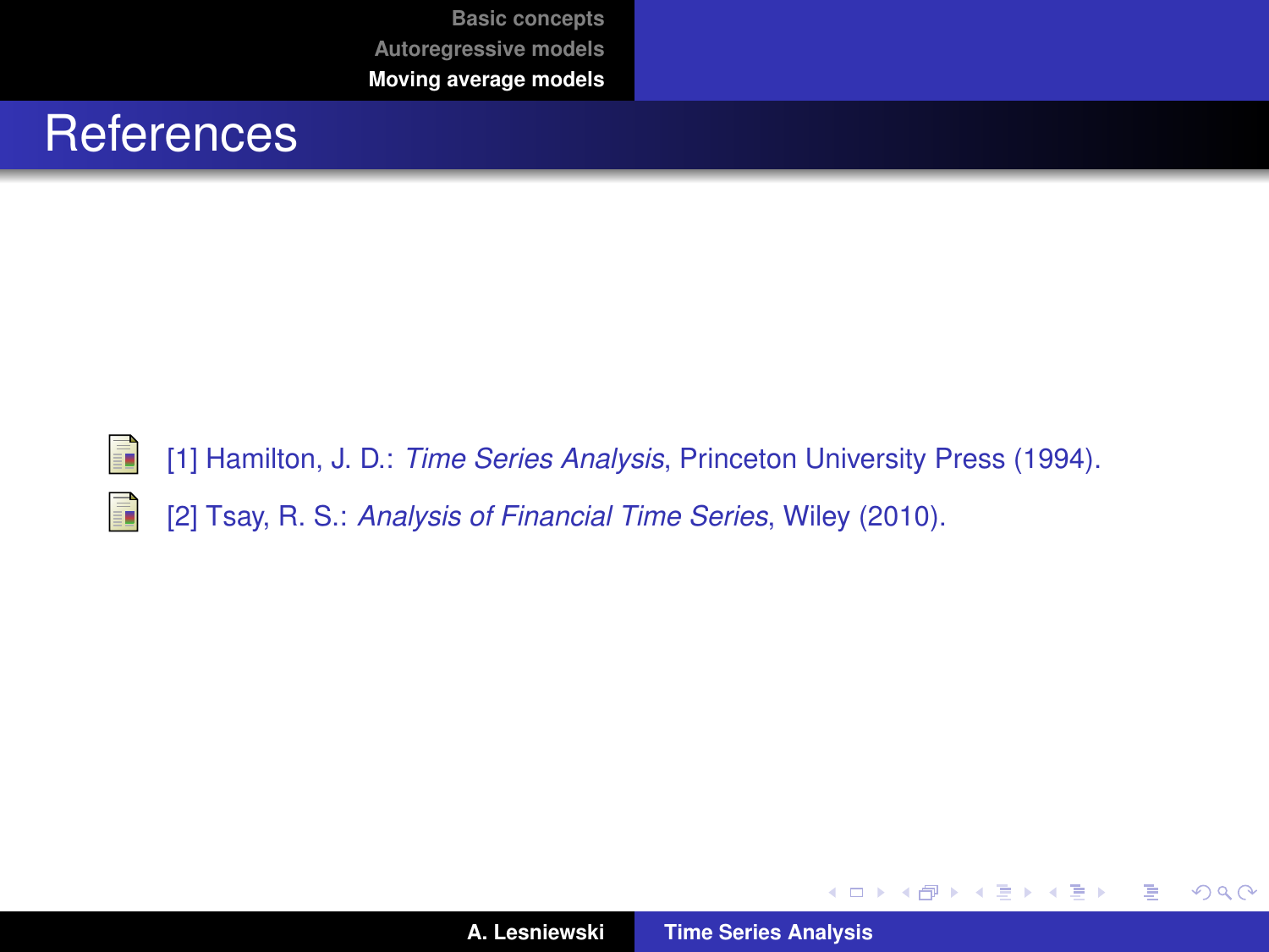# References

[1] Hamilton, J. D.: *Time Series Analysis*, Princeton University Press (1994).

[2] Tsay, R. S.: *Analysis of Financial Time Series*, Wiley (2010).